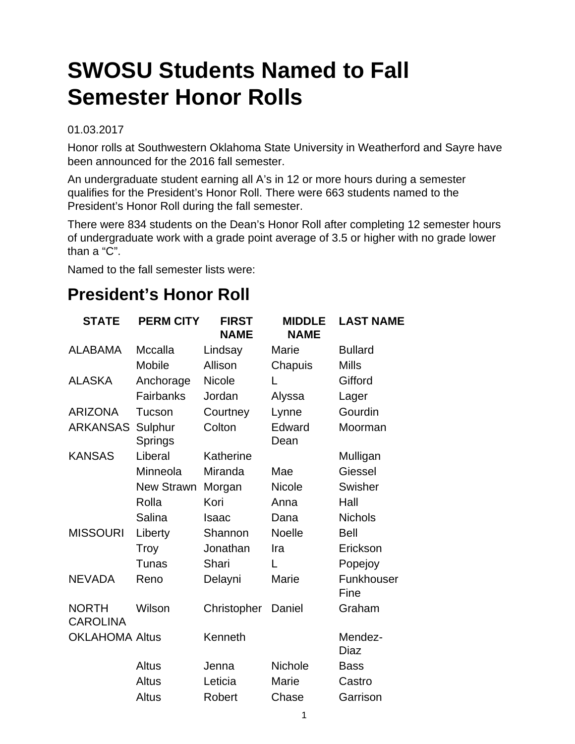# SWOSU Students Named to Fall Semester Honor Rolls

01.03.2017

Honor rolls at Southwestern Oklahoma State University in Weatherford and Sayre have been announced for the 2016 fall semester.

An undergraduate student earning all A's in 12 or more hours during a semester qualifies for the President's Honor Roll. There were 663 students named to the President's Honor Roll during the fall semester.

There were 834 students on the Dean's Honor Roll after completing 12 semester hours of undergraduate work with a grade point average of 3.5 or higher with no grade lower than a "C".

Named to the fall semester lists were:

## President's Honor Roll

| STATE | PERM CITY | FIRST NAME | MIDDLE NAME | LAST NAME |
|---|---|---|---|---|
| ALABAMA | Mccalla | Lindsay | Marie | Bullard |
| | Mobile | Allison | Chapuis | Mills |
| ALASKA | Anchorage | Nicole | L | Gifford |
| | Fairbanks | Jordan | Alyssa | Lager |
| ARIZONA | Tucson | Courtney | Lynne | Gourdin |
| ARKANSAS | Sulphur Springs | Colton | Edward Dean | Moorman |
| KANSAS | Liberal | Katherine | | Mulligan |
| | Minneola | Miranda | Mae | Giessel |
| | New Strawn | Morgan | Nicole | Swisher |
| | Rolla | Kori | Anna | Hall |
| | Salina | Isaac | Dana | Nichols |
| MISSOURI | Liberty | Shannon | Noelle | Bell |
| | Troy | Jonathan | Ira | Erickson |
| | Tunas | Shari | L | Popejoy |
| NEVADA | Reno | Delayni | Marie | Funkhouser Fine |
| NORTH CAROLINA | Wilson | Christopher | Daniel | Graham |
| OKLAHOMA | Altus | Kenneth | | Mendez-Diaz |
| | Altus | Jenna | Nichole | Bass |
| | Altus | Leticia | Marie | Castro |
| | Altus | Robert | Chase | Garrison |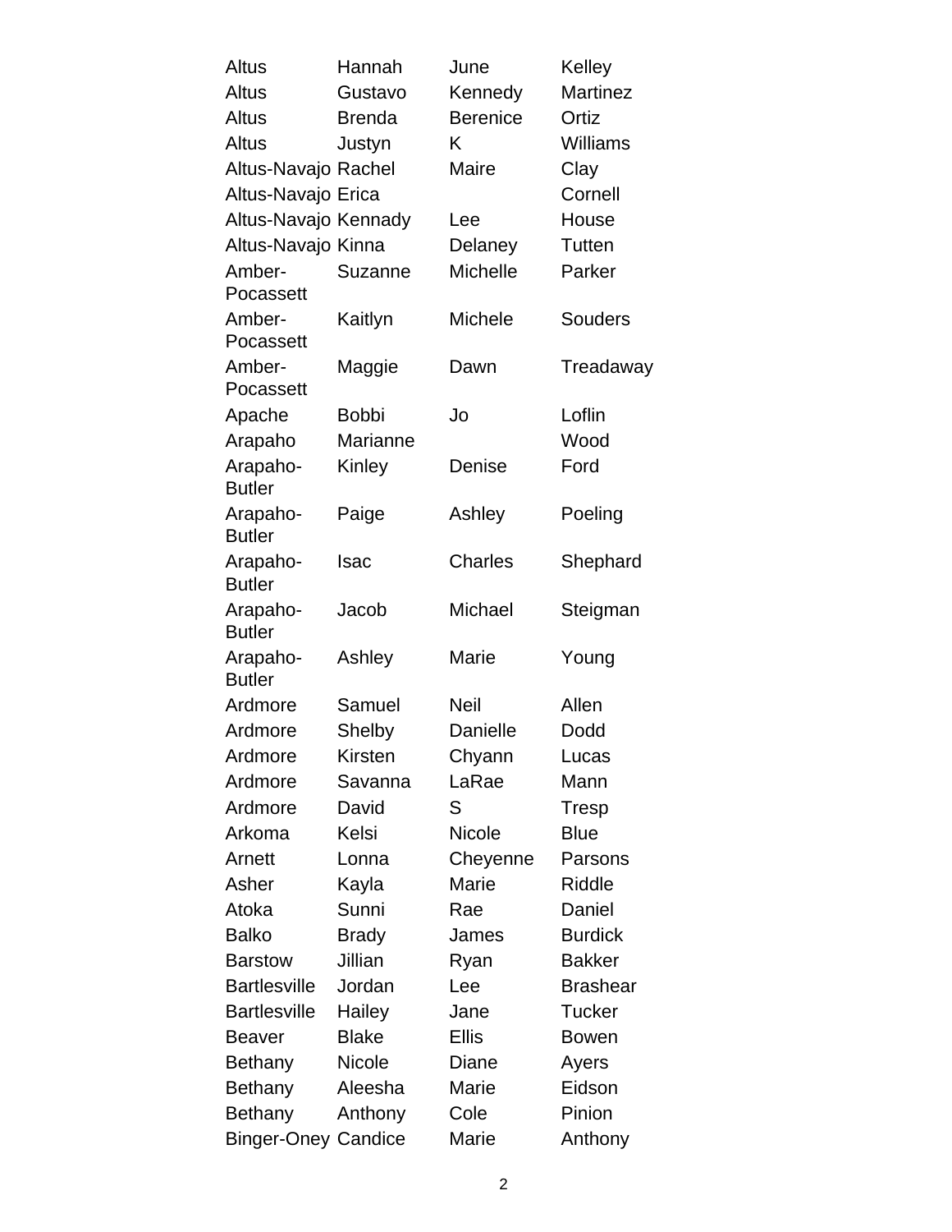| | | | |
|---|---|---|---|
| Altus | Hannah | June | Kelley |
| Altus | Gustavo | Kennedy | Martinez |
| Altus | Brenda | Berenice | Ortiz |
| Altus | Justyn | K | Williams |
| Altus-Navajo | Rachel | Maire | Clay |
| Altus-Navajo | Erica | | Cornell |
| Altus-Navajo | Kennady | Lee | House |
| Altus-Navajo | Kinna | Delaney | Tutten |
| Amber-Pocassett | Suzanne | Michelle | Parker |
| Amber-Pocassett | Kaitlyn | Michele | Souders |
| Amber-Pocassett | Maggie | Dawn | Treadaway |
| Apache | Bobbi | Jo | Loflin |
| Arapaho | Marianne | | Wood |
| Arapaho-Butler | Kinley | Denise | Ford |
| Arapaho-Butler | Paige | Ashley | Poeling |
| Arapaho-Butler | Isac | Charles | Shephard |
| Arapaho-Butler | Jacob | Michael | Steigman |
| Arapaho-Butler | Ashley | Marie | Young |
| Ardmore | Samuel | Neil | Allen |
| Ardmore | Shelby | Danielle | Dodd |
| Ardmore | Kirsten | Chyann | Lucas |
| Ardmore | Savanna | LaRae | Mann |
| Ardmore | David | S | Tresp |
| Arkoma | Kelsi | Nicole | Blue |
| Arnett | Lonna | Cheyenne | Parsons |
| Asher | Kayla | Marie | Riddle |
| Atoka | Sunni | Rae | Daniel |
| Balko | Brady | James | Burdick |
| Barstow | Jillian | Ryan | Bakker |
| Bartlesville | Jordan | Lee | Brashear |
| Bartlesville | Hailey | Jane | Tucker |
| Beaver | Blake | Ellis | Bowen |
| Bethany | Nicole | Diane | Ayers |
| Bethany | Aleesha | Marie | Eidson |
| Bethany | Anthony | Cole | Pinion |
| Binger-Oney | Candice | Marie | Anthony |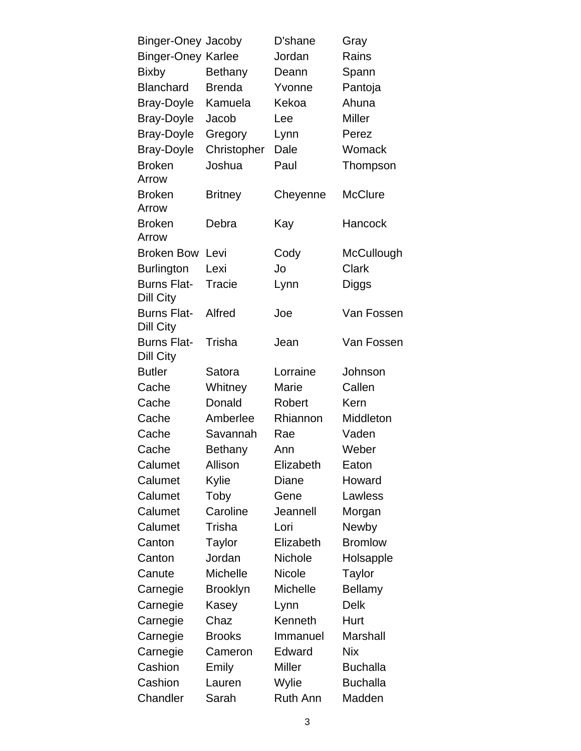| | | | |
|---|---|---|---|
| Binger-Oney | Jacoby | D'shane | Gray |
| Binger-Oney | Karlee | Jordan | Rains |
| Bixby | Bethany | Deann | Spann |
| Blanchard | Brenda | Yvonne | Pantoja |
| Bray-Doyle | Kamuela | Kekoa | Ahuna |
| Bray-Doyle | Jacob | Lee | Miller |
| Bray-Doyle | Gregory | Lynn | Perez |
| Bray-Doyle | Christopher | Dale | Womack |
| Broken Arrow | Joshua | Paul | Thompson |
| Broken Arrow | Britney | Cheyenne | McClure |
| Broken Arrow | Debra | Kay | Hancock |
| Broken Bow | Levi | Cody | McCullough |
| Burlington | Lexi | Jo | Clark |
| Burns Flat-Dill City | Tracie | Lynn | Diggs |
| Burns Flat-Dill City | Alfred | Joe | Van Fossen |
| Burns Flat-Dill City | Trisha | Jean | Van Fossen |
| Butler | Satora | Lorraine | Johnson |
| Cache | Whitney | Marie | Callen |
| Cache | Donald | Robert | Kern |
| Cache | Amberlee | Rhiannon | Middleton |
| Cache | Savannah | Rae | Vaden |
| Cache | Bethany | Ann | Weber |
| Calumet | Allison | Elizabeth | Eaton |
| Calumet | Kylie | Diane | Howard |
| Calumet | Toby | Gene | Lawless |
| Calumet | Caroline | Jeannell | Morgan |
| Calumet | Trisha | Lori | Newby |
| Canton | Taylor | Elizabeth | Bromlow |
| Canton | Jordan | Nichole | Holsapple |
| Canute | Michelle | Nicole | Taylor |
| Carnegie | Brooklyn | Michelle | Bellamy |
| Carnegie | Kasey | Lynn | Delk |
| Carnegie | Chaz | Kenneth | Hurt |
| Carnegie | Brooks | Immanuel | Marshall |
| Carnegie | Cameron | Edward | Nix |
| Cashion | Emily | Miller | Buchalla |
| Cashion | Lauren | Wylie | Buchalla |
| Chandler | Sarah | Ruth Ann | Madden |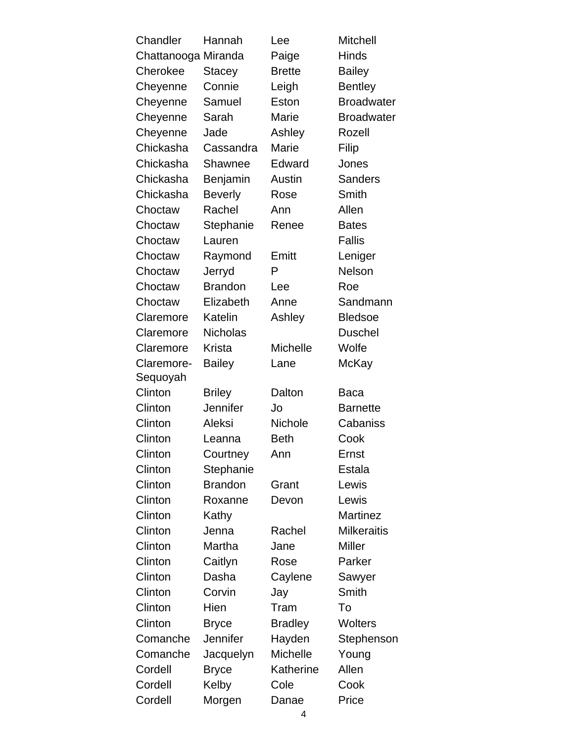| | | | |
|---|---|---|---|
| Chandler | Hannah | Lee | Mitchell |
| Chattanooga | Miranda | Paige | Hinds |
| Cherokee | Stacey | Brette | Bailey |
| Cheyenne | Connie | Leigh | Bentley |
| Cheyenne | Samuel | Eston | Broadwater |
| Cheyenne | Sarah | Marie | Broadwater |
| Cheyenne | Jade | Ashley | Rozell |
| Chickasha | Cassandra | Marie | Filip |
| Chickasha | Shawnee | Edward | Jones |
| Chickasha | Benjamin | Austin | Sanders |
| Chickasha | Beverly | Rose | Smith |
| Choctaw | Rachel | Ann | Allen |
| Choctaw | Stephanie | Renee | Bates |
| Choctaw | Lauren | | Fallis |
| Choctaw | Raymond | Emitt | Leniger |
| Choctaw | Jerryd | P | Nelson |
| Choctaw | Brandon | Lee | Roe |
| Choctaw | Elizabeth | Anne | Sandmann |
| Claremore | Katelin | Ashley | Bledsoe |
| Claremore | Nicholas | | Duschel |
| Claremore | Krista | Michelle | Wolfe |
| Claremore-Sequoyah | Bailey | Lane | McKay |
| Clinton | Briley | Dalton | Baca |
| Clinton | Jennifer | Jo | Barnette |
| Clinton | Aleksi | Nichole | Cabaniss |
| Clinton | Leanna | Beth | Cook |
| Clinton | Courtney | Ann | Ernst |
| Clinton | Stephanie | | Estala |
| Clinton | Brandon | Grant | Lewis |
| Clinton | Roxanne | Devon | Lewis |
| Clinton | Kathy | | Martinez |
| Clinton | Jenna | Rachel | Milkeraitis |
| Clinton | Martha | Jane | Miller |
| Clinton | Caitlyn | Rose | Parker |
| Clinton | Dasha | Caylene | Sawyer |
| Clinton | Corvin | Jay | Smith |
| Clinton | Hien | Tram | To |
| Clinton | Bryce | Bradley | Wolters |
| Comanche | Jennifer | Hayden | Stephenson |
| Comanche | Jacquelyn | Michelle | Young |
| Cordell | Bryce | Katherine | Allen |
| Cordell | Kelby | Cole | Cook |
| Cordell | Morgen | Danae | Price |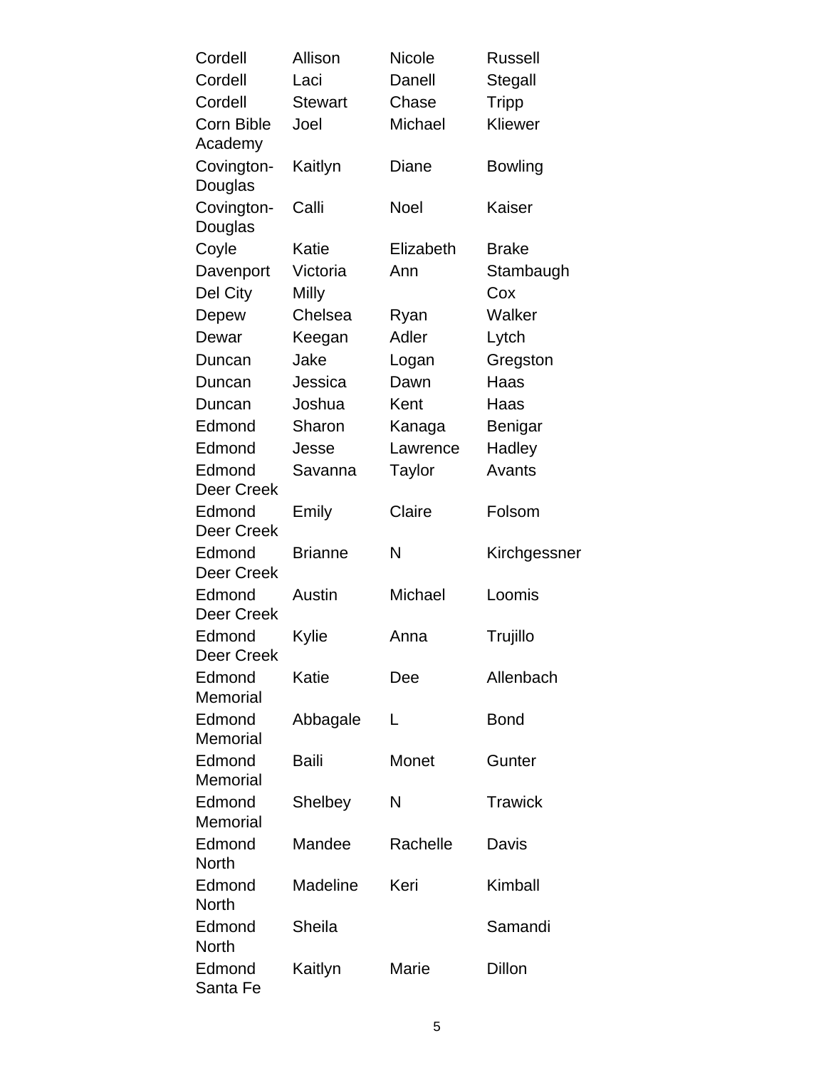| | | | |
|---|---|---|---|
| Cordell | Allison | Nicole | Russell |
| Cordell | Laci | Danell | Stegall |
| Cordell | Stewart | Chase | Tripp |
| Corn Bible Academy | Joel | Michael | Kliewer |
| Covington-Douglas | Kaitlyn | Diane | Bowling |
| Covington-Douglas | Calli | Noel | Kaiser |
| Coyle | Katie | Elizabeth | Brake |
| Davenport | Victoria | Ann | Stambaugh |
| Del City | Milly | | Cox |
| Depew | Chelsea | Ryan | Walker |
| Dewar | Keegan | Adler | Lytch |
| Duncan | Jake | Logan | Gregston |
| Duncan | Jessica | Dawn | Haas |
| Duncan | Joshua | Kent | Haas |
| Edmond | Sharon | Kanaga | Benigar |
| Edmond | Jesse | Lawrence | Hadley |
| Edmond Deer Creek | Savanna | Taylor | Avants |
| Edmond Deer Creek | Emily | Claire | Folsom |
| Edmond Deer Creek | Brianne | N | Kirchgessner |
| Edmond Deer Creek | Austin | Michael | Loomis |
| Edmond Deer Creek | Kylie | Anna | Trujillo |
| Edmond Memorial | Katie | Dee | Allenbach |
| Edmond Memorial | Abbagale | L | Bond |
| Edmond Memorial | Baili | Monet | Gunter |
| Edmond Memorial | Shelbey | N | Trawick |
| Edmond North | Mandee | Rachelle | Davis |
| Edmond North | Madeline | Keri | Kimball |
| Edmond North | Sheila | | Samandi |
| Edmond Santa Fe | Kaitlyn | Marie | Dillon |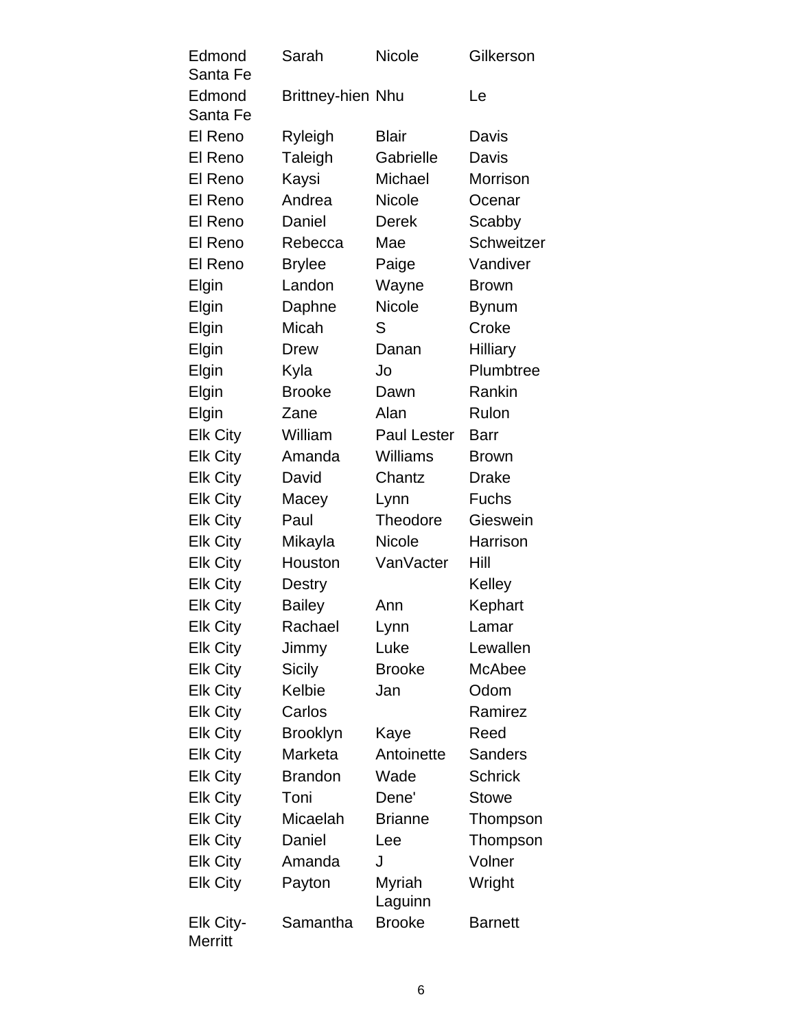| | | | |
|---|---|---|---|
| Edmond Santa Fe | Sarah | Nicole | Gilkerson |
| Edmond Santa Fe | Brittney-hien | Nhu | Le |
| El Reno | Ryleigh | Blair | Davis |
| El Reno | Taleigh | Gabrielle | Davis |
| El Reno | Kaysi | Michael | Morrison |
| El Reno | Andrea | Nicole | Ocenar |
| El Reno | Daniel | Derek | Scabby |
| El Reno | Rebecca | Mae | Schweitzer |
| El Reno | Brylee | Paige | Vandiver |
| Elgin | Landon | Wayne | Brown |
| Elgin | Daphne | Nicole | Bynum |
| Elgin | Micah | S | Croke |
| Elgin | Drew | Danan | Hilliary |
| Elgin | Kyla | Jo | Plumbtree |
| Elgin | Brooke | Dawn | Rankin |
| Elgin | Zane | Alan | Rulon |
| Elk City | William | Paul Lester | Barr |
| Elk City | Amanda | Williams | Brown |
| Elk City | David | Chantz | Drake |
| Elk City | Macey | Lynn | Fuchs |
| Elk City | Paul | Theodore | Gieswein |
| Elk City | Mikayla | Nicole | Harrison |
| Elk City | Houston | VanVacter | Hill |
| Elk City | Destry | | Kelley |
| Elk City | Bailey | Ann | Kephart |
| Elk City | Rachael | Lynn | Lamar |
| Elk City | Jimmy | Luke | Lewallen |
| Elk City | Sicily | Brooke | McAbee |
| Elk City | Kelbie | Jan | Odom |
| Elk City | Carlos | | Ramirez |
| Elk City | Brooklyn | Kaye | Reed |
| Elk City | Marketa | Antoinette | Sanders |
| Elk City | Brandon | Wade | Schrick |
| Elk City | Toni | Dene' | Stowe |
| Elk City | Micaelah | Brianne | Thompson |
| Elk City | Daniel | Lee | Thompson |
| Elk City | Amanda | J | Volner |
| Elk City | Payton | Myriah Laguinn | Wright |
| Elk City-Merritt | Samantha | Brooke | Barnett |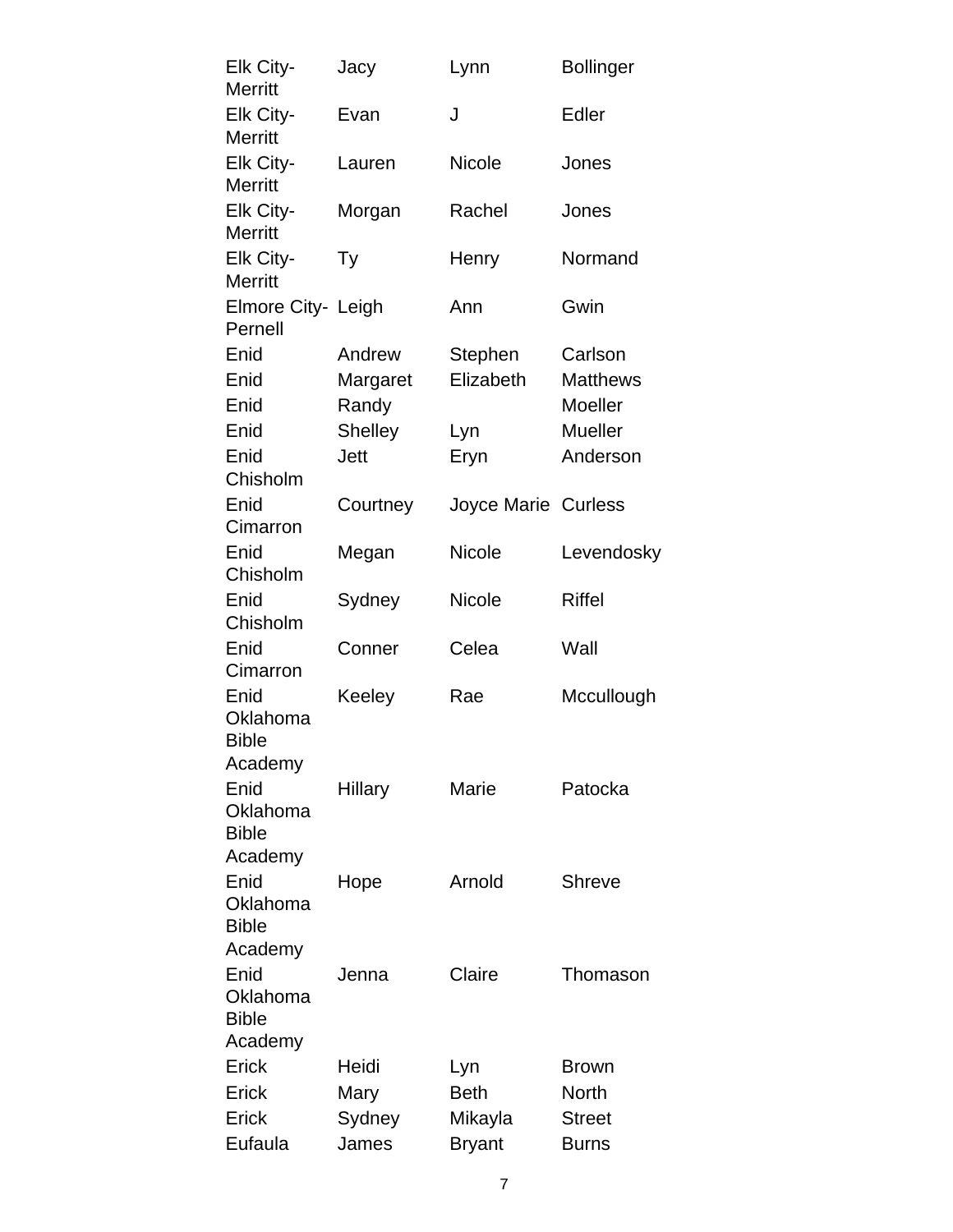| | | | |
|---|---|---|---|
| Elk City-Merritt | Jacy | Lynn | Bollinger |
| Elk City-Merritt | Evan | J | Edler |
| Elk City-Merritt | Lauren | Nicole | Jones |
| Elk City-Merritt | Morgan | Rachel | Jones |
| Elk City-Merritt | Ty | Henry | Normand |
| Elmore City-Pernell | Leigh | Ann | Gwin |
| Enid | Andrew | Stephen | Carlson |
| Enid | Margaret | Elizabeth | Matthews |
| Enid | Randy | | Moeller |
| Enid | Shelley | Lyn | Mueller |
| Enid Chisholm | Jett | Eryn | Anderson |
| Enid Cimarron | Courtney | Joyce Marie | Curless |
| Enid Chisholm | Megan | Nicole | Levendosky |
| Enid Chisholm | Sydney | Nicole | Riffel |
| Enid Cimarron | Conner | Celea | Wall |
| Enid Oklahoma Bible Academy | Keeley | Rae | Mccullough |
| Enid Oklahoma Bible Academy | Hillary | Marie | Patocka |
| Enid Oklahoma Bible Academy | Hope | Arnold | Shreve |
| Enid Oklahoma Bible Academy | Jenna | Claire | Thomason |
| Erick | Heidi | Lyn | Brown |
| Erick | Mary | Beth | North |
| Erick | Sydney | Mikayla | Street |
| Eufaula | James | Bryant | Burns |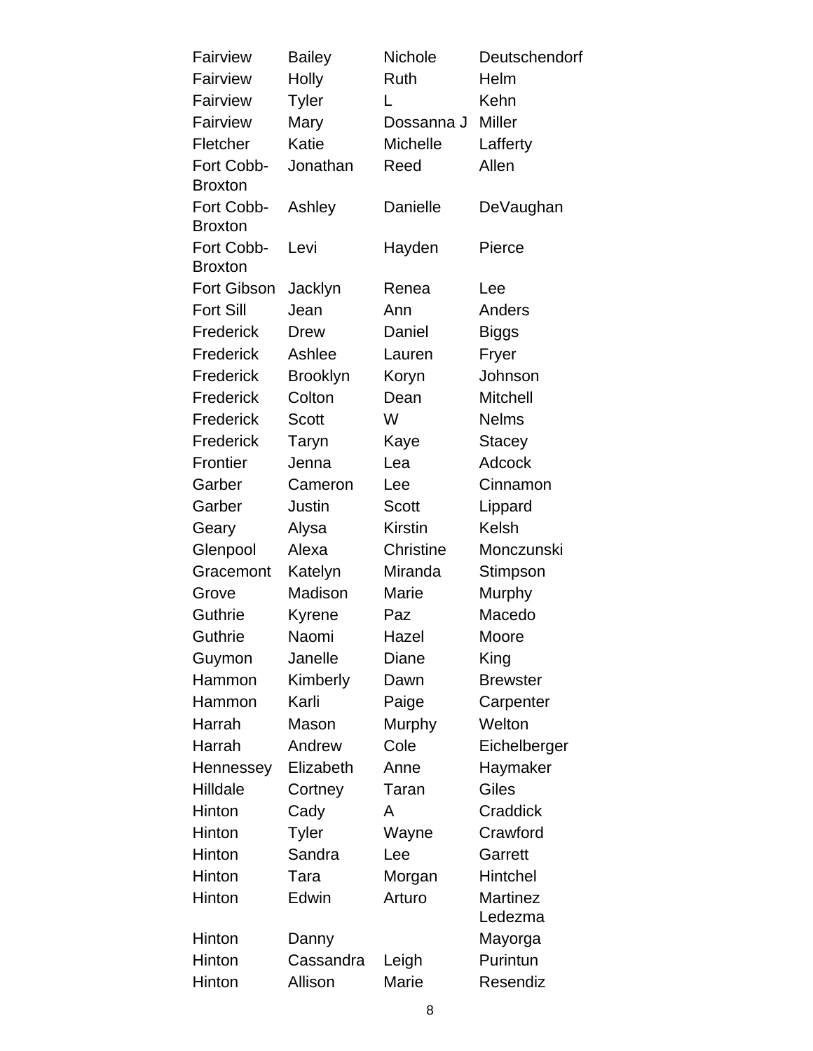| | | | |
|---|---|---|---|
| Fairview | Bailey | Nichole | Deutschendorf |
| Fairview | Holly | Ruth | Helm |
| Fairview | Tyler | L | Kehn |
| Fairview | Mary | Dossanna J | Miller |
| Fletcher | Katie | Michelle | Lafferty |
| Fort Cobb-Broxton | Jonathan | Reed | Allen |
| Fort Cobb-Broxton | Ashley | Danielle | DeVaughan |
| Fort Cobb-Broxton | Levi | Hayden | Pierce |
| Fort Gibson | Jacklyn | Renea | Lee |
| Fort Sill | Jean | Ann | Anders |
| Frederick | Drew | Daniel | Biggs |
| Frederick | Ashlee | Lauren | Fryer |
| Frederick | Brooklyn | Koryn | Johnson |
| Frederick | Colton | Dean | Mitchell |
| Frederick | Scott | W | Nelms |
| Frederick | Taryn | Kaye | Stacey |
| Frontier | Jenna | Lea | Adcock |
| Garber | Cameron | Lee | Cinnamon |
| Garber | Justin | Scott | Lippard |
| Geary | Alysa | Kirstin | Kelsh |
| Glenpool | Alexa | Christine | Monczunski |
| Gracemont | Katelyn | Miranda | Stimpson |
| Grove | Madison | Marie | Murphy |
| Guthrie | Kyrene | Paz | Macedo |
| Guthrie | Naomi | Hazel | Moore |
| Guymon | Janelle | Diane | King |
| Hammon | Kimberly | Dawn | Brewster |
| Hammon | Karli | Paige | Carpenter |
| Harrah | Mason | Murphy | Welton |
| Harrah | Andrew | Cole | Eichelberger |
| Hennessey | Elizabeth | Anne | Haymaker |
| Hilldale | Cortney | Taran | Giles |
| Hinton | Cady | A | Craddick |
| Hinton | Tyler | Wayne | Crawford |
| Hinton | Sandra | Lee | Garrett |
| Hinton | Tara | Morgan | Hintchel |
| Hinton | Edwin | Arturo | Martinez Ledezma |
| Hinton | Danny | | Mayorga |
| Hinton | Cassandra | Leigh | Purintun |
| Hinton | Allison | Marie | Resendiz |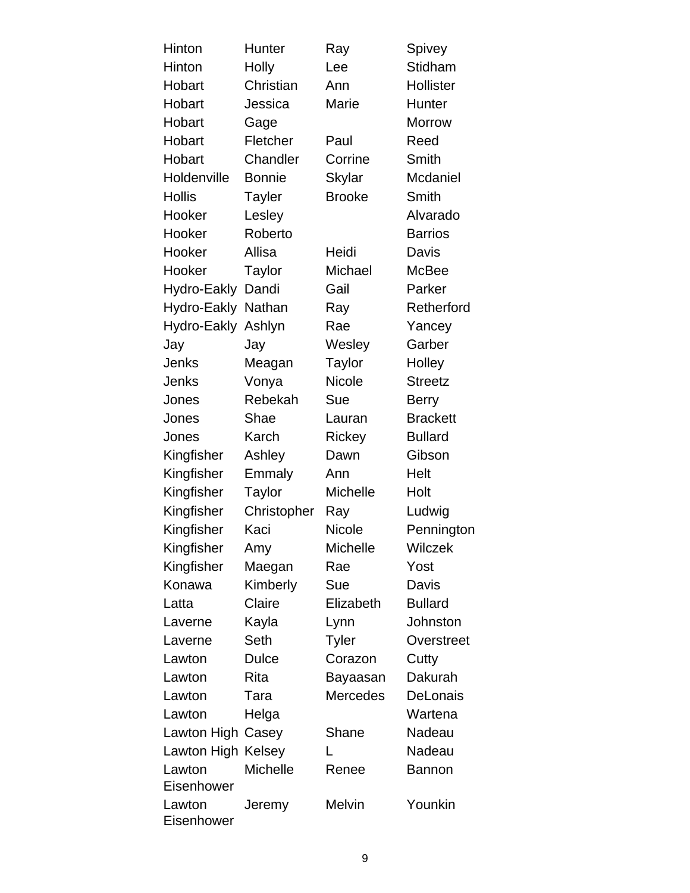| | | | |
|---|---|---|---|
| Hinton | Hunter | Ray | Spivey |
| Hinton | Holly | Lee | Stidham |
| Hobart | Christian | Ann | Hollister |
| Hobart | Jessica | Marie | Hunter |
| Hobart | Gage | | Morrow |
| Hobart | Fletcher | Paul | Reed |
| Hobart | Chandler | Corrine | Smith |
| Holdenville | Bonnie | Skylar | Mcdaniel |
| Hollis | Tayler | Brooke | Smith |
| Hooker | Lesley | | Alvarado |
| Hooker | Roberto | | Barrios |
| Hooker | Allisa | Heidi | Davis |
| Hooker | Taylor | Michael | McBee |
| Hydro-Eakly | Dandi | Gail | Parker |
| Hydro-Eakly | Nathan | Ray | Retherford |
| Hydro-Eakly | Ashlyn | Rae | Yancey |
| Jay | Jay | Wesley | Garber |
| Jenks | Meagan | Taylor | Holley |
| Jenks | Vonya | Nicole | Streetz |
| Jones | Rebekah | Sue | Berry |
| Jones | Shae | Lauran | Brackett |
| Jones | Karch | Rickey | Bullard |
| Kingfisher | Ashley | Dawn | Gibson |
| Kingfisher | Emmaly | Ann | Helt |
| Kingfisher | Taylor | Michelle | Holt |
| Kingfisher | Christopher | Ray | Ludwig |
| Kingfisher | Kaci | Nicole | Pennington |
| Kingfisher | Amy | Michelle | Wilczek |
| Kingfisher | Maegan | Rae | Yost |
| Konawa | Kimberly | Sue | Davis |
| Latta | Claire | Elizabeth | Bullard |
| Laverne | Kayla | Lynn | Johnston |
| Laverne | Seth | Tyler | Overstreet |
| Lawton | Dulce | Corazon | Cutty |
| Lawton | Rita | Bayaasan | Dakurah |
| Lawton | Tara | Mercedes | DeLonais |
| Lawton | Helga | | Wartena |
| Lawton High | Casey | Shane | Nadeau |
| Lawton High | Kelsey | L | Nadeau |
| Lawton Eisenhower | Michelle | Renee | Bannon |
| Lawton Eisenhower | Jeremy | Melvin | Younkin |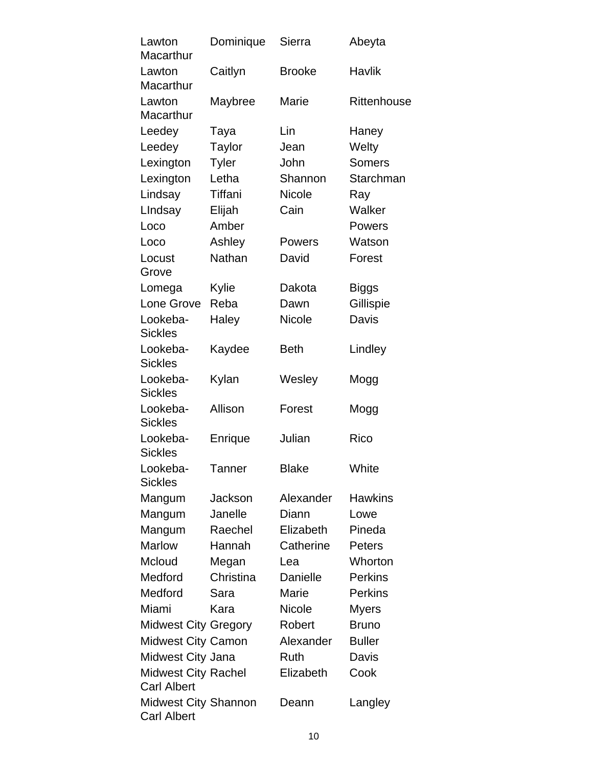| | | | |
|---|---|---|---|
| Lawton Macarthur | Dominique | Sierra | Abeyta |
| Lawton Macarthur | Caitlyn | Brooke | Havlik |
| Lawton Macarthur | Maybree | Marie | Rittenhouse |
| Leedey | Taya | Lin | Haney |
| Leedey | Taylor | Jean | Welty |
| Lexington | Tyler | John | Somers |
| Lexington | Letha | Shannon | Starchman |
| Lindsay | Tiffani | Nicole | Ray |
| LIndsay | Elijah | Cain | Walker |
| Loco | Amber | | Powers |
| Loco | Ashley | Powers | Watson |
| Locust Grove | Nathan | David | Forest |
| Lomega | Kylie | Dakota | Biggs |
| Lone Grove | Reba | Dawn | Gillispie |
| Lookeba-Sickles | Haley | Nicole | Davis |
| Lookeba-Sickles | Kaydee | Beth | Lindley |
| Lookeba-Sickles | Kylan | Wesley | Mogg |
| Lookeba-Sickles | Allison | Forest | Mogg |
| Lookeba-Sickles | Enrique | Julian | Rico |
| Lookeba-Sickles | Tanner | Blake | White |
| Mangum | Jackson | Alexander | Hawkins |
| Mangum | Janelle | Diann | Lowe |
| Mangum | Raechel | Elizabeth | Pineda |
| Marlow | Hannah | Catherine | Peters |
| Mcloud | Megan | Lea | Whorton |
| Medford | Christina | Danielle | Perkins |
| Medford | Sara | Marie | Perkins |
| Miami | Kara | Nicole | Myers |
| Midwest City | Gregory | Robert | Bruno |
| Midwest City | Camon | Alexander | Buller |
| Midwest City | Jana | Ruth | Davis |
| Midwest City Carl Albert | Rachel | Elizabeth | Cook |
| Midwest City Carl Albert | Shannon | Deann | Langley |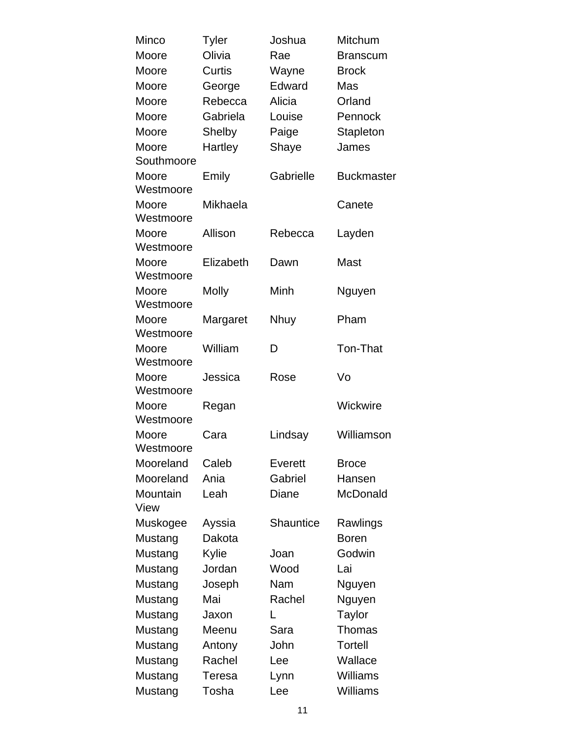| | | | |
|---|---|---|---|
| Minco | Tyler | Joshua | Mitchum |
| Moore | Olivia | Rae | Branscum |
| Moore | Curtis | Wayne | Brock |
| Moore | George | Edward | Mas |
| Moore | Rebecca | Alicia | Orland |
| Moore | Gabriela | Louise | Pennock |
| Moore | Shelby | Paige | Stapleton |
| Moore Southmoore | Hartley | Shaye | James |
| Moore Westmoore | Emily | Gabrielle | Buckmaster |
| Moore Westmoore | Mikhaela | | Canete |
| Moore Westmoore | Allison | Rebecca | Layden |
| Moore Westmoore | Elizabeth | Dawn | Mast |
| Moore Westmoore | Molly | Minh | Nguyen |
| Moore Westmoore | Margaret | Nhuy | Pham |
| Moore Westmoore | William | D | Ton-That |
| Moore Westmoore | Jessica | Rose | Vo |
| Moore Westmoore | Regan | | Wickwire |
| Moore Westmoore | Cara | Lindsay | Williamson |
| Mooreland | Caleb | Everett | Broce |
| Mooreland | Ania | Gabriel | Hansen |
| Mountain View | Leah | Diane | McDonald |
| Muskogee | Ayssia | Shauntice | Rawlings |
| Mustang | Dakota | | Boren |
| Mustang | Kylie | Joan | Godwin |
| Mustang | Jordan | Wood | Lai |
| Mustang | Joseph | Nam | Nguyen |
| Mustang | Mai | Rachel | Nguyen |
| Mustang | Jaxon | L | Taylor |
| Mustang | Meenu | Sara | Thomas |
| Mustang | Antony | John | Tortell |
| Mustang | Rachel | Lee | Wallace |
| Mustang | Teresa | Lynn | Williams |
| Mustang | Tosha | Lee | Williams |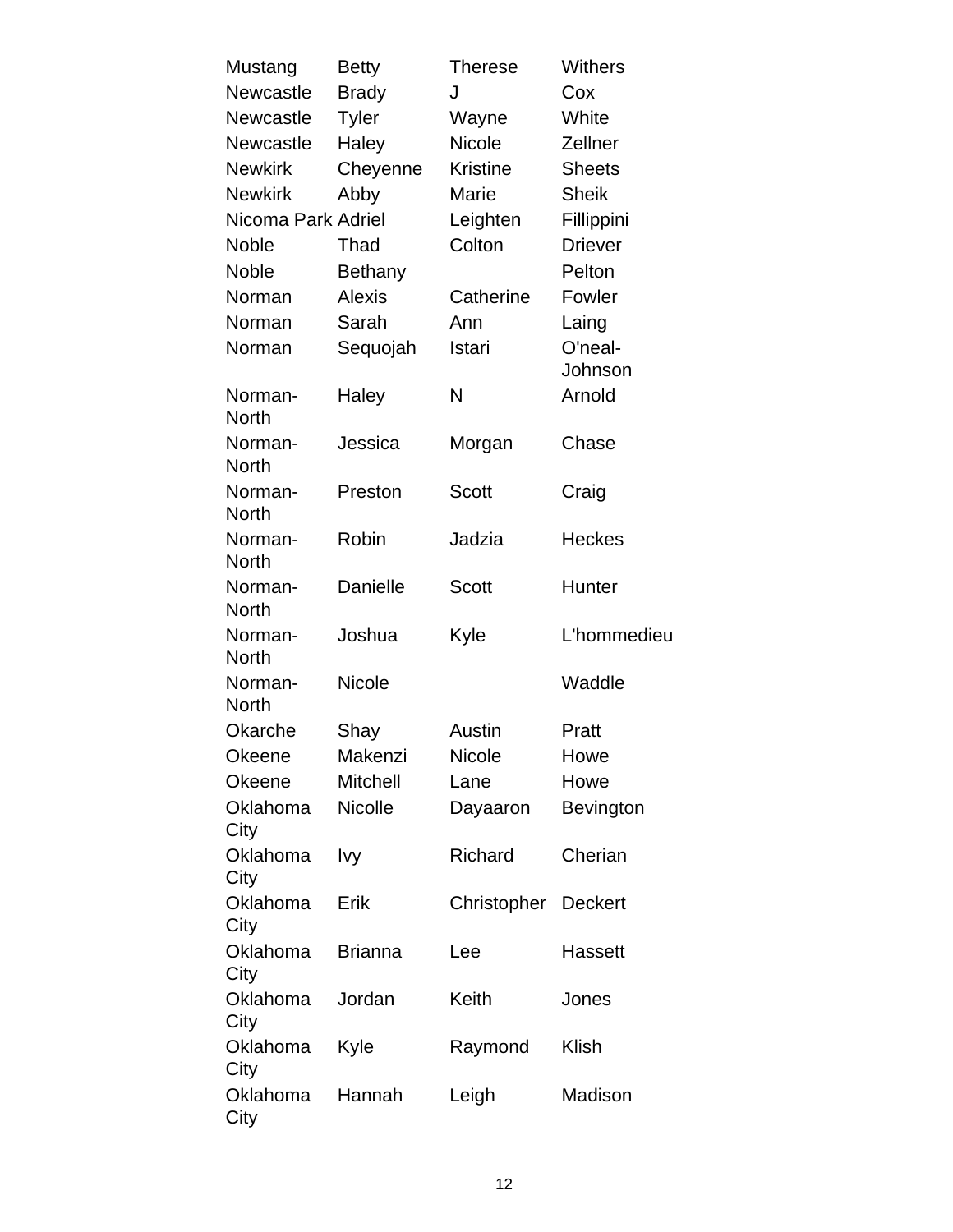| | | | |
|---|---|---|---|
| Mustang | Betty | Therese | Withers |
| Newcastle | Brady | J | Cox |
| Newcastle | Tyler | Wayne | White |
| Newcastle | Haley | Nicole | Zellner |
| Newkirk | Cheyenne | Kristine | Sheets |
| Newkirk | Abby | Marie | Sheik |
| Nicoma Park | Adriel | Leighten | Fillippini |
| Noble | Thad | Colton | Driever |
| Noble | Bethany | | Pelton |
| Norman | Alexis | Catherine | Fowler |
| Norman | Sarah | Ann | Laing |
| Norman | Sequojah | Istari | O'neal-Johnson |
| Norman-North | Haley | N | Arnold |
| Norman-North | Jessica | Morgan | Chase |
| Norman-North | Preston | Scott | Craig |
| Norman-North | Robin | Jadzia | Heckes |
| Norman-North | Danielle | Scott | Hunter |
| Norman-North | Joshua | Kyle | L'hommedieu |
| Norman-North | Nicole | | Waddle |
| Okarche | Shay | Austin | Pratt |
| Okeene | Makenzi | Nicole | Howe |
| Okeene | Mitchell | Lane | Howe |
| Oklahoma City | Nicolle | Dayaaron | Bevington |
| Oklahoma City | Ivy | Richard | Cherian |
| Oklahoma City | Erik | Christopher | Deckert |
| Oklahoma City | Brianna | Lee | Hassett |
| Oklahoma City | Jordan | Keith | Jones |
| Oklahoma City | Kyle | Raymond | Klish |
| Oklahoma City | Hannah | Leigh | Madison |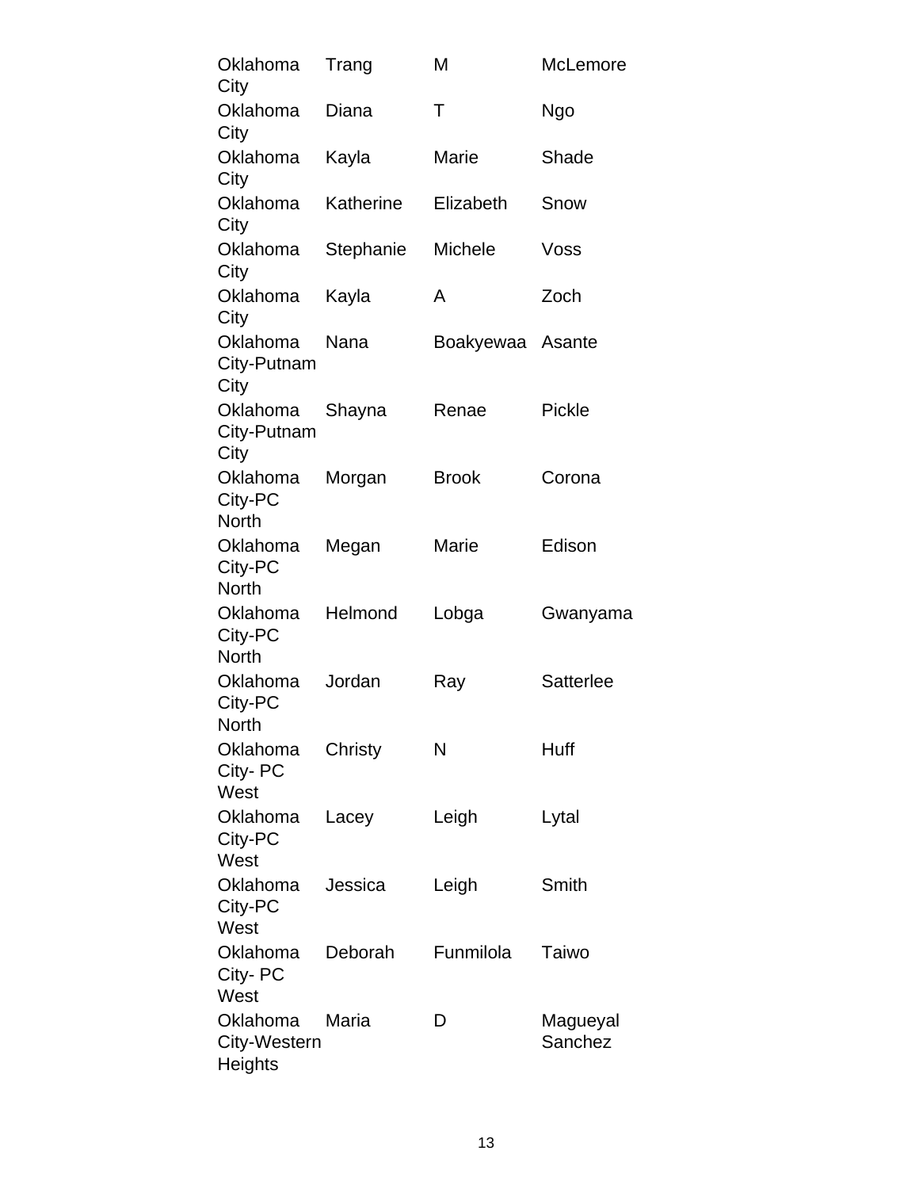| | | | |
|---|---|---|---|
| Oklahoma City | Trang | M | McLemore |
| Oklahoma City | Diana | T | Ngo |
| Oklahoma City | Kayla | Marie | Shade |
| Oklahoma City | Katherine | Elizabeth | Snow |
| Oklahoma City | Stephanie | Michele | Voss |
| Oklahoma City | Kayla | A | Zoch |
| Oklahoma City-Putnam City | Nana | Boakyewaa | Asante |
| Oklahoma City-Putnam City | Shayna | Renae | Pickle |
| Oklahoma City-PC North | Morgan | Brook | Corona |
| Oklahoma City-PC North | Megan | Marie | Edison |
| Oklahoma City-PC North | Helmond | Lobga | Gwanyama |
| Oklahoma City-PC North | Jordan | Ray | Satterlee |
| Oklahoma City- PC West | Christy | N | Huff |
| Oklahoma City-PC West | Lacey | Leigh | Lytal |
| Oklahoma City-PC West | Jessica | Leigh | Smith |
| Oklahoma City- PC West | Deborah | Funmilola | Taiwo |
| Oklahoma City-Western Heights | Maria | D | Magueyal Sanchez |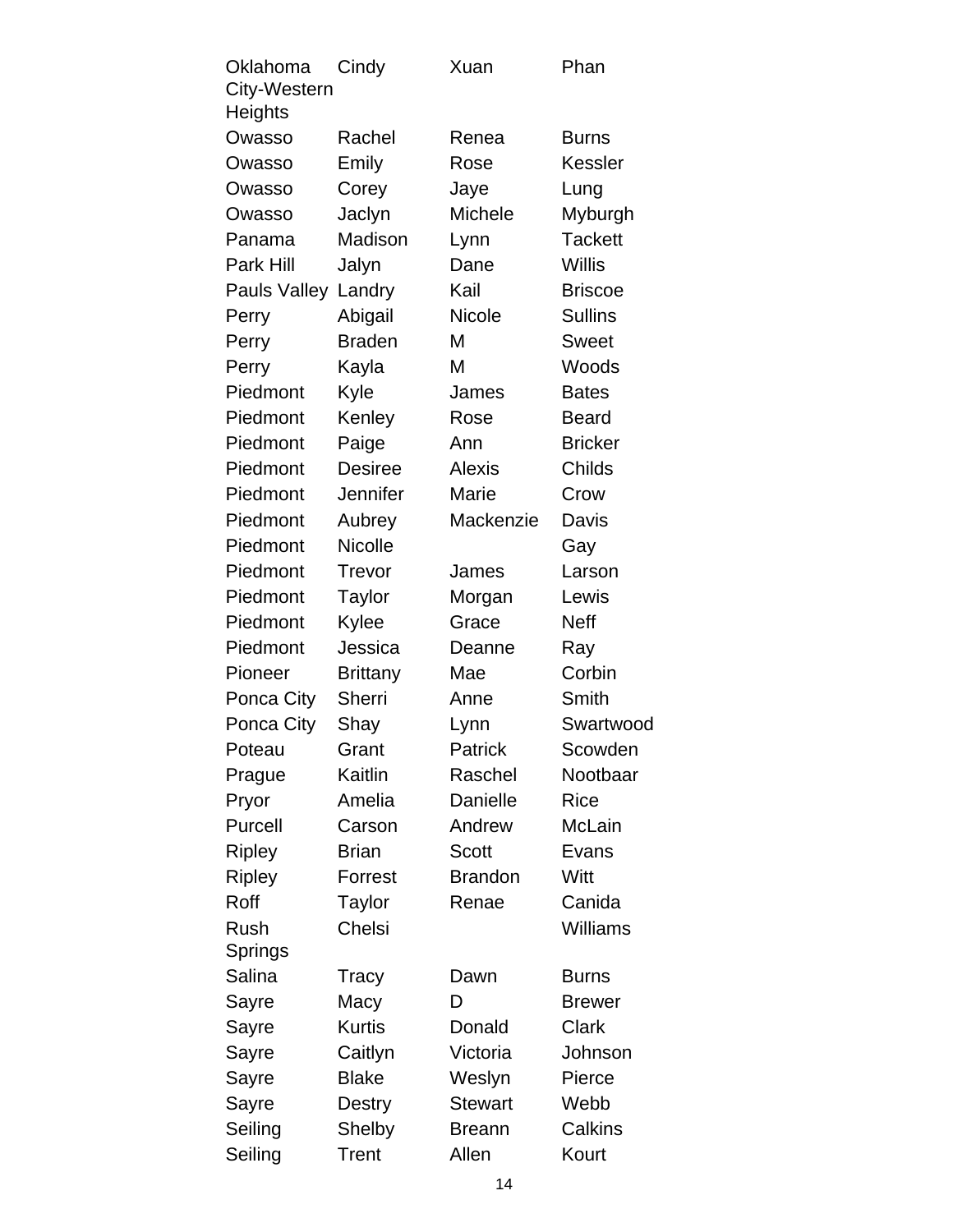| | | | |
|---|---|---|---|
| Oklahoma City-Western Heights | Cindy | Xuan | Phan |
| Owasso | Rachel | Renea | Burns |
| Owasso | Emily | Rose | Kessler |
| Owasso | Corey | Jaye | Lung |
| Owasso | Jaclyn | Michele | Myburgh |
| Panama | Madison | Lynn | Tackett |
| Park Hill | Jalyn | Dane | Willis |
| Pauls Valley | Landry | Kail | Briscoe |
| Perry | Abigail | Nicole | Sullins |
| Perry | Braden | M | Sweet |
| Perry | Kayla | M | Woods |
| Piedmont | Kyle | James | Bates |
| Piedmont | Kenley | Rose | Beard |
| Piedmont | Paige | Ann | Bricker |
| Piedmont | Desiree | Alexis | Childs |
| Piedmont | Jennifer | Marie | Crow |
| Piedmont | Aubrey | Mackenzie | Davis |
| Piedmont | Nicolle | | Gay |
| Piedmont | Trevor | James | Larson |
| Piedmont | Taylor | Morgan | Lewis |
| Piedmont | Kylee | Grace | Neff |
| Piedmont | Jessica | Deanne | Ray |
| Pioneer | Brittany | Mae | Corbin |
| Ponca City | Sherri | Anne | Smith |
| Ponca City | Shay | Lynn | Swartwood |
| Poteau | Grant | Patrick | Scowden |
| Prague | Kaitlin | Raschel | Nootbaar |
| Pryor | Amelia | Danielle | Rice |
| Purcell | Carson | Andrew | McLain |
| Ripley | Brian | Scott | Evans |
| Ripley | Forrest | Brandon | Witt |
| Roff | Taylor | Renae | Canida |
| Rush Springs | Chelsi | | Williams |
| Salina | Tracy | Dawn | Burns |
| Sayre | Macy | D | Brewer |
| Sayre | Kurtis | Donald | Clark |
| Sayre | Caitlyn | Victoria | Johnson |
| Sayre | Blake | Weslyn | Pierce |
| Sayre | Destry | Stewart | Webb |
| Seiling | Shelby | Breann | Calkins |
| Seiling | Trent | Allen | Kourt |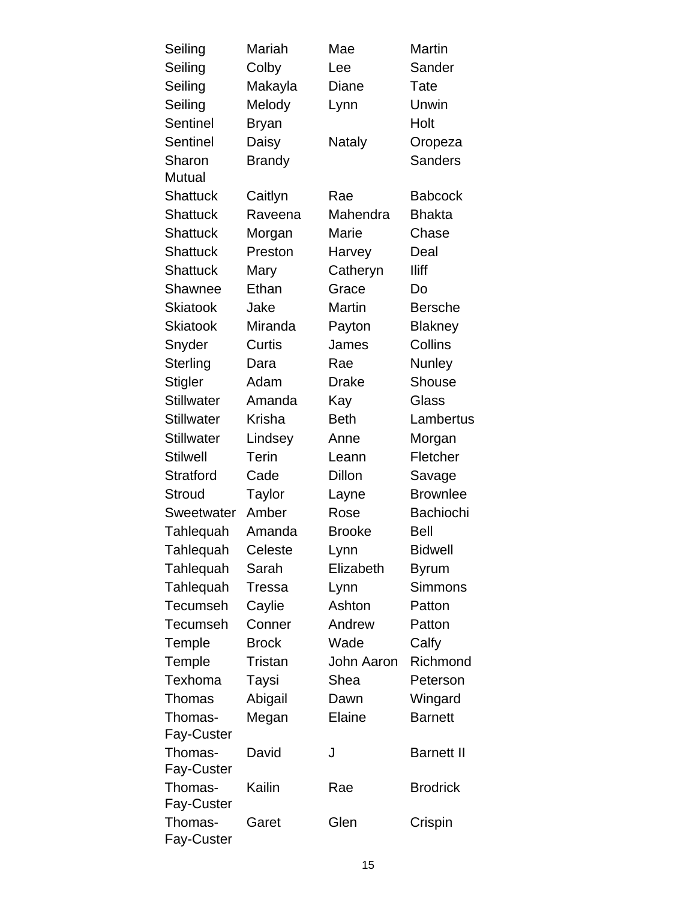| | | | |
|---|---|---|---|
| Seiling | Mariah | Mae | Martin |
| Seiling | Colby | Lee | Sander |
| Seiling | Makayla | Diane | Tate |
| Seiling | Melody | Lynn | Unwin |
| Sentinel | Bryan | | Holt |
| Sentinel | Daisy | Nataly | Oropeza |
| Sharon Mutual | Brandy | | Sanders |
| Shattuck | Caitlyn | Rae | Babcock |
| Shattuck | Raveena | Mahendra | Bhakta |
| Shattuck | Morgan | Marie | Chase |
| Shattuck | Preston | Harvey | Deal |
| Shattuck | Mary | Catheryn | Iliff |
| Shawnee | Ethan | Grace | Do |
| Skiatook | Jake | Martin | Bersche |
| Skiatook | Miranda | Payton | Blakney |
| Snyder | Curtis | James | Collins |
| Sterling | Dara | Rae | Nunley |
| Stigler | Adam | Drake | Shouse |
| Stillwater | Amanda | Kay | Glass |
| Stillwater | Krisha | Beth | Lambertus |
| Stillwater | Lindsey | Anne | Morgan |
| Stilwell | Terin | Leann | Fletcher |
| Stratford | Cade | Dillon | Savage |
| Stroud | Taylor | Layne | Brownlee |
| Sweetwater | Amber | Rose | Bachiochi |
| Tahlequah | Amanda | Brooke | Bell |
| Tahlequah | Celeste | Lynn | Bidwell |
| Tahlequah | Sarah | Elizabeth | Byrum |
| Tahlequah | Tressa | Lynn | Simmons |
| Tecumseh | Caylie | Ashton | Patton |
| Tecumseh | Conner | Andrew | Patton |
| Temple | Brock | Wade | Calfy |
| Temple | Tristan | John Aaron | Richmond |
| Texhoma | Taysi | Shea | Peterson |
| Thomas | Abigail | Dawn | Wingard |
| Thomas-Fay-Custer | Megan | Elaine | Barnett |
| Thomas-Fay-Custer | David | J | Barnett II |
| Thomas-Fay-Custer | Kailin | Rae | Brodrick |
| Thomas-Fay-Custer | Garet | Glen | Crispin |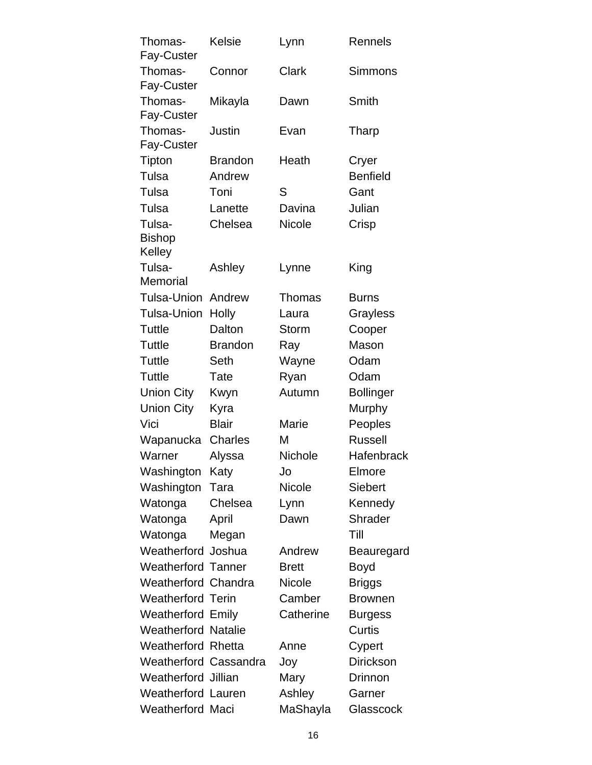| | | | |
|---|---|---|---|
| Thomas-Fay-Custer | Kelsie | Lynn | Rennels |
| Thomas-Fay-Custer | Connor | Clark | Simmons |
| Thomas-Fay-Custer | Mikayla | Dawn | Smith |
| Thomas-Fay-Custer | Justin | Evan | Tharp |
| Tipton | Brandon | Heath | Cryer |
| Tulsa | Andrew | | Benfield |
| Tulsa | Toni | S | Gant |
| Tulsa | Lanette | Davina | Julian |
| Tulsa-Bishop Kelley | Chelsea | Nicole | Crisp |
| Tulsa-Memorial | Ashley | Lynne | King |
| Tulsa-Union | Andrew | Thomas | Burns |
| Tulsa-Union | Holly | Laura | Grayless |
| Tuttle | Dalton | Storm | Cooper |
| Tuttle | Brandon | Ray | Mason |
| Tuttle | Seth | Wayne | Odam |
| Tuttle | Tate | Ryan | Odam |
| Union City | Kwyn | Autumn | Bollinger |
| Union City | Kyra | | Murphy |
| Vici | Blair | Marie | Peoples |
| Wapanucka | Charles | M | Russell |
| Warner | Alyssa | Nichole | Hafenbrack |
| Washington | Katy | Jo | Elmore |
| Washington | Tara | Nicole | Siebert |
| Watonga | Chelsea | Lynn | Kennedy |
| Watonga | April | Dawn | Shrader |
| Watonga | Megan | | Till |
| Weatherford | Joshua | Andrew | Beauregard |
| Weatherford | Tanner | Brett | Boyd |
| Weatherford | Chandra | Nicole | Briggs |
| Weatherford | Terin | Camber | Brownen |
| Weatherford | Emily | Catherine | Burgess |
| Weatherford | Natalie | | Curtis |
| Weatherford | Rhetta | Anne | Cypert |
| Weatherford | Cassandra | Joy | Dirickson |
| Weatherford | Jillian | Mary | Drinnon |
| Weatherford | Lauren | Ashley | Garner |
| Weatherford | Maci | MaShayla | Glasscock |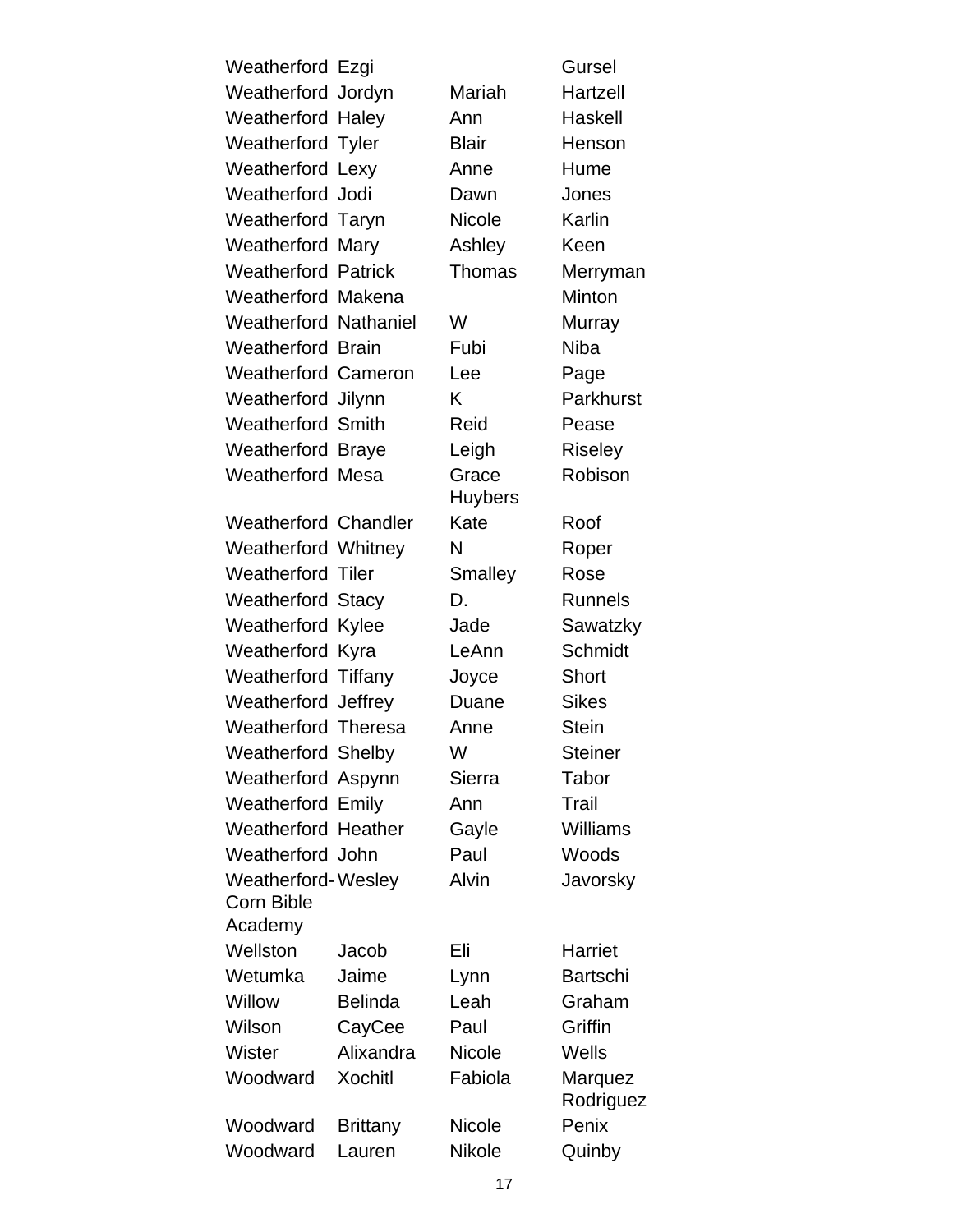| | | | |
|---|---|---|---|
| Weatherford | Ezgi | | Gursel |
| Weatherford | Jordyn | Mariah | Hartzell |
| Weatherford | Haley | Ann | Haskell |
| Weatherford | Tyler | Blair | Henson |
| Weatherford | Lexy | Anne | Hume |
| Weatherford | Jodi | Dawn | Jones |
| Weatherford | Taryn | Nicole | Karlin |
| Weatherford | Mary | Ashley | Keen |
| Weatherford | Patrick | Thomas | Merryman |
| Weatherford | Makena | | Minton |
| Weatherford | Nathaniel | W | Murray |
| Weatherford | Brain | Fubi | Niba |
| Weatherford | Cameron | Lee | Page |
| Weatherford | Jilynn | K | Parkhurst |
| Weatherford | Smith | Reid | Pease |
| Weatherford | Braye | Leigh | Riseley |
| Weatherford | Mesa | Grace Huybers | Robison |
| Weatherford | Chandler | Kate | Roof |
| Weatherford | Whitney | N | Roper |
| Weatherford | Tiler | Smalley | Rose |
| Weatherford | Stacy | D. | Runnels |
| Weatherford | Kylee | Jade | Sawatzky |
| Weatherford | Kyra | LeAnn | Schmidt |
| Weatherford | Tiffany | Joyce | Short |
| Weatherford | Jeffrey | Duane | Sikes |
| Weatherford | Theresa | Anne | Stein |
| Weatherford | Shelby | W | Steiner |
| Weatherford | Aspynn | Sierra | Tabor |
| Weatherford | Emily | Ann | Trail |
| Weatherford | Heather | Gayle | Williams |
| Weatherford | John | Paul | Woods |
| Weatherford-Corn Bible Academy | Wesley | Alvin | Javorsky |
| Wellston | Jacob | Eli | Harriet |
| Wetumka | Jaime | Lynn | Bartschi |
| Willow | Belinda | Leah | Graham |
| Wilson | CayCee | Paul | Griffin |
| Wister | Alixandra | Nicole | Wells |
| Woodward | Xochitl | Fabiola | Marquez Rodriguez |
| Woodward | Brittany | Nicole | Penix |
| Woodward | Lauren | Nikole | Quinby |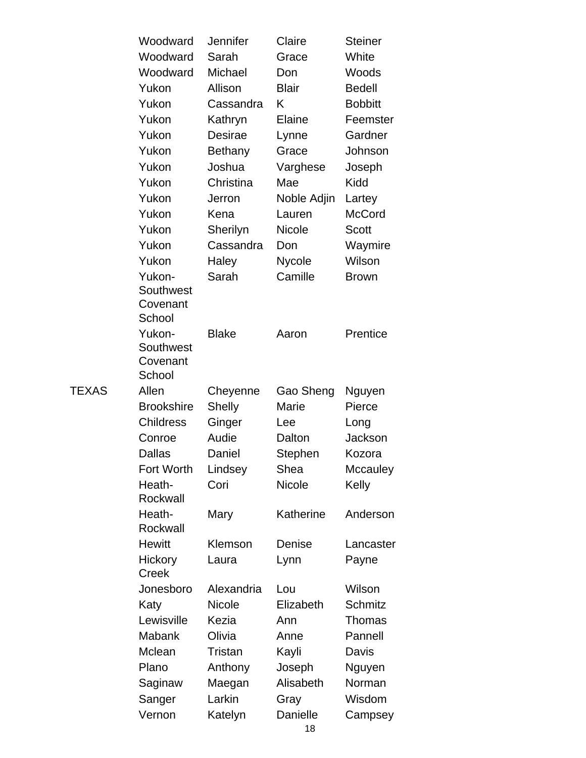| | | | | |
|---|---|---|---|---|
| | Woodward | Jennifer | Claire | Steiner |
| | Woodward | Sarah | Grace | White |
| | Woodward | Michael | Don | Woods |
| | Yukon | Allison | Blair | Bedell |
| | Yukon | Cassandra | K | Bobbitt |
| | Yukon | Kathryn | Elaine | Feemster |
| | Yukon | Desirae | Lynne | Gardner |
| | Yukon | Bethany | Grace | Johnson |
| | Yukon | Joshua | Varghese | Joseph |
| | Yukon | Christina | Mae | Kidd |
| | Yukon | Jerron | Noble Adjin | Lartey |
| | Yukon | Kena | Lauren | McCord |
| | Yukon | Sherilyn | Nicole | Scott |
| | Yukon | Cassandra | Don | Waymire |
| | Yukon | Haley | Nycole | Wilson |
| | Yukon-Southwest Covenant School | Sarah | Camille | Brown |
| | Yukon-Southwest Covenant School | Blake | Aaron | Prentice |
| TEXAS | Allen | Cheyenne | Gao Sheng | Nguyen |
| | Brookshire | Shelly | Marie | Pierce |
| | Childress | Ginger | Lee | Long |
| | Conroe | Audie | Dalton | Jackson |
| | Dallas | Daniel | Stephen | Kozora |
| | Fort Worth | Lindsey | Shea | Mccauley |
| | Heath-Rockwall | Cori | Nicole | Kelly |
| | Heath-Rockwall | Mary | Katherine | Anderson |
| | Hewitt | Klemson | Denise | Lancaster |
| | Hickory Creek | Laura | Lynn | Payne |
| | Jonesboro | Alexandria | Lou | Wilson |
| | Katy | Nicole | Elizabeth | Schmitz |
| | Lewisville | Kezia | Ann | Thomas |
| | Mabank | Olivia | Anne | Pannell |
| | Mclean | Tristan | Kayli | Davis |
| | Plano | Anthony | Joseph | Nguyen |
| | Saginaw | Maegan | Alisabeth | Norman |
| | Sanger | Larkin | Gray | Wisdom |
| | Vernon | Katelyn | Danielle | Campsey |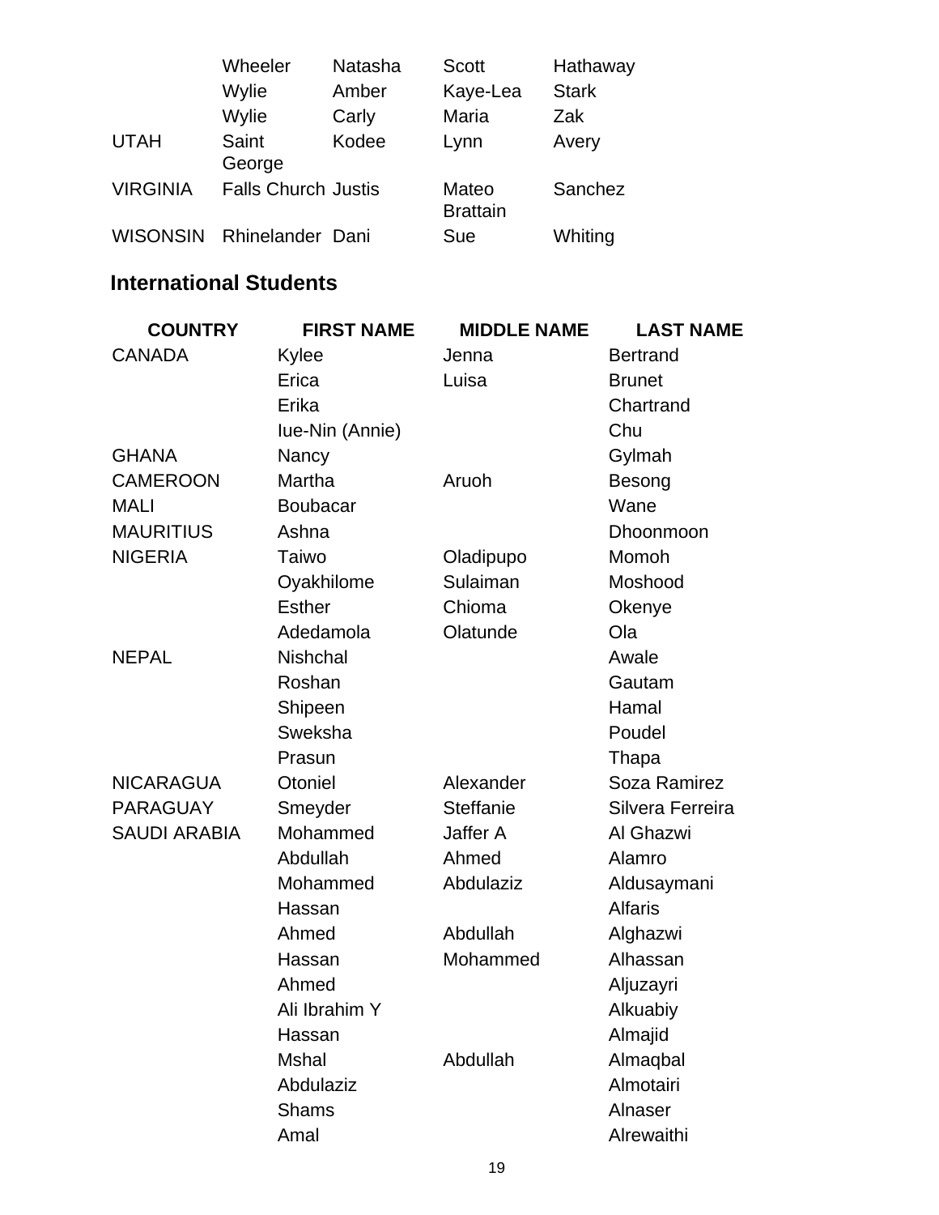| | | | | |
|---|---|---|---|---|
| | Wheeler | Natasha | Scott | Hathaway |
| | Wylie | Amber | Kaye-Lea | Stark |
| | Wylie | Carly | Maria | Zak |
| UTAH | Saint George | Kodee | Lynn | Avery |
| VIRGINIA | Falls Church | Justis | Mateo Brattain | Sanchez |
| WISONSIN | Rhinelander | Dani | Sue | Whiting |

## International Students

| COUNTRY | FIRST NAME | MIDDLE NAME | LAST NAME |
|---|---|---|---|
| CANADA | Kylee | Jenna | Bertrand |
| | Erica | Luisa | Brunet |
| | Erika | | Chartrand |
| | Iue-Nin (Annie) | | Chu |
| GHANA | Nancy | | Gylmah |
| CAMEROON | Martha | Aruoh | Besong |
| MALI | Boubacar | | Wane |
| MAURITIUS | Ashna | | Dhoonmoon |
| NIGERIA | Taiwo | Oladipupo | Momoh |
| | Oyakhilome | Sulaiman | Moshood |
| | Esther | Chioma | Okenye |
| | Adedamola | Olatunde | Ola |
| NEPAL | Nishchal | | Awale |
| | Roshan | | Gautam |
| | Shipeen | | Hamal |
| | Sweksha | | Poudel |
| | Prasun | | Thapa |
| NICARAGUA | Otoniel | Alexander | Soza Ramirez |
| PARAGUAY | Smeyder | Steffanie | Silvera Ferreira |
| SAUDI ARABIA | Mohammed | Jaffer A | Al Ghazwi |
| | Abdullah | Ahmed | Alamro |
| | Mohammed | Abdulaziz | Aldusaymani |
| | Hassan | | Alfaris |
| | Ahmed | Abdullah | Alghazwi |
| | Hassan | Mohammed | Alhassan |
| | Ahmed | | Aljuzayri |
| | Ali Ibrahim Y | | Alkuabiy |
| | Hassan | | Almajid |
| | Mshal | Abdullah | Almaqbal |
| | Abdulaziz | | Almotairi |
| | Shams | | Alnaser |
| | Amal | | Alrewaithi |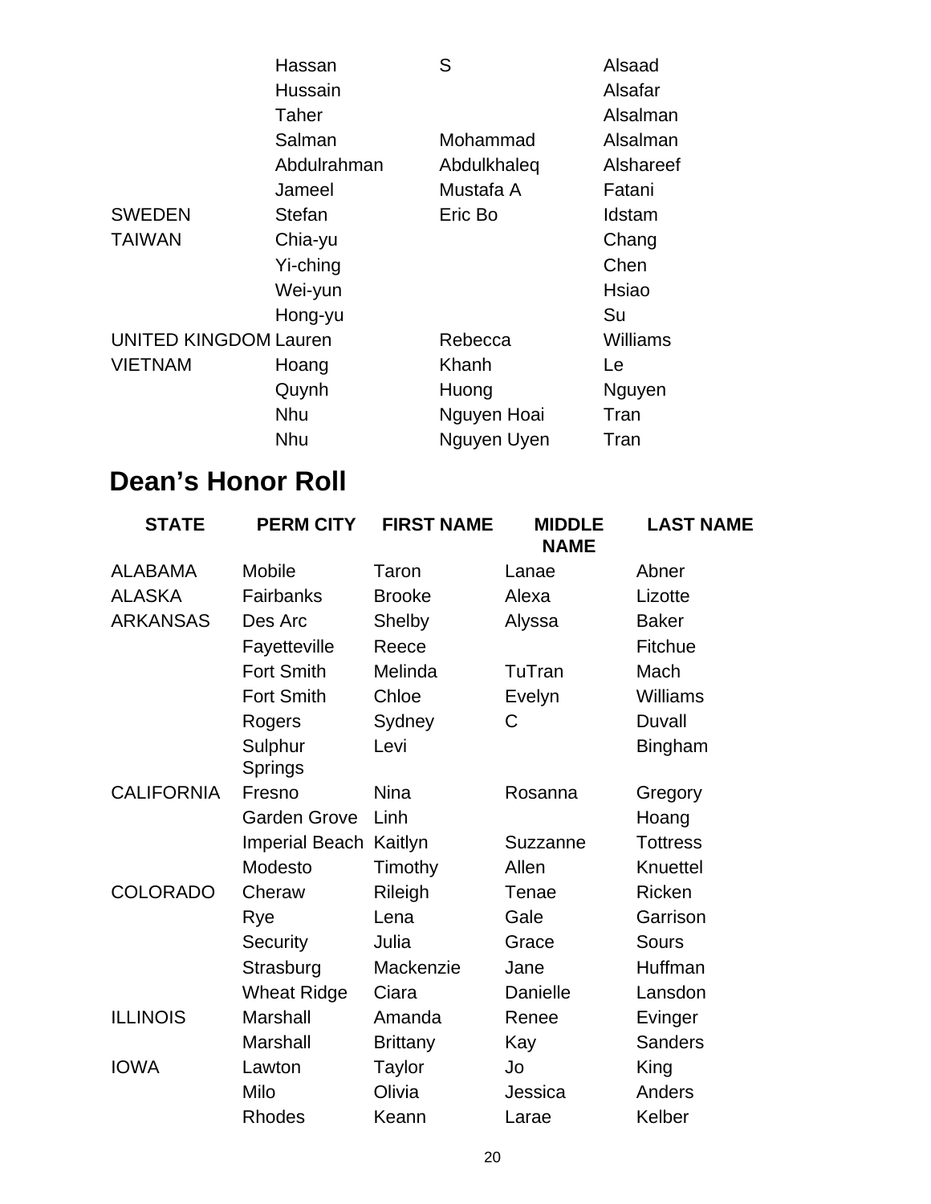| | | | |
|---|---|---|---|
| | Hassan | S | Alsaad |
| | Hussain | | Alsafar |
| | Taher | | Alsalman |
| | Salman | Mohammad | Alsalman |
| | Abdulrahman | Abdulkhaleq | Alshareef |
| | Jameel | Mustafa A | Fatani |
| SWEDEN | Stefan | Eric Bo | Idstam |
| TAIWAN | Chia-yu | | Chang |
| | Yi-ching | | Chen |
| | Wei-yun | | Hsiao |
| | Hong-yu | | Su |
| UNITED KINGDOM | Lauren | Rebecca | Williams |
| VIETNAM | Hoang | Khanh | Le |
| | Quynh | Huong | Nguyen |
| | Nhu | Nguyen Hoai | Tran |
| | Nhu | Nguyen Uyen | Tran |

## Dean’s Honor Roll

| STATE | PERM CITY | FIRST NAME | MIDDLE NAME | LAST NAME |
|---|---|---|---|---|
| ALABAMA | Mobile | Taron | Lanae | Abner |
| ALASKA | Fairbanks | Brooke | Alexa | Lizotte |
| ARKANSAS | Des Arc | Shelby | Alyssa | Baker |
| | Fayetteville | Reece | | Fitchue |
| | Fort Smith | Melinda | TuTran | Mach |
| | Fort Smith | Chloe | Evelyn | Williams |
| | Rogers | Sydney | C | Duvall |
| | Sulphur Springs | Levi | | Bingham |
| CALIFORNIA | Fresno | Nina | Rosanna | Gregory |
| | Garden Grove | Linh | | Hoang |
| | Imperial Beach | Kaitlyn | Suzzanne | Tottress |
| | Modesto | Timothy | Allen | Knuettel |
| COLORADO | Cheraw | Rileigh | Tenae | Ricken |
| | Rye | Lena | Gale | Garrison |
| | Security | Julia | Grace | Sours |
| | Strasburg | Mackenzie | Jane | Huffman |
| | Wheat Ridge | Ciara | Danielle | Lansdon |
| ILLINOIS | Marshall | Amanda | Renee | Evinger |
| | Marshall | Brittany | Kay | Sanders |
| IOWA | Lawton | Taylor | Jo | King |
| | Milo | Olivia | Jessica | Anders |
| | Rhodes | Keann | Larae | Kelber |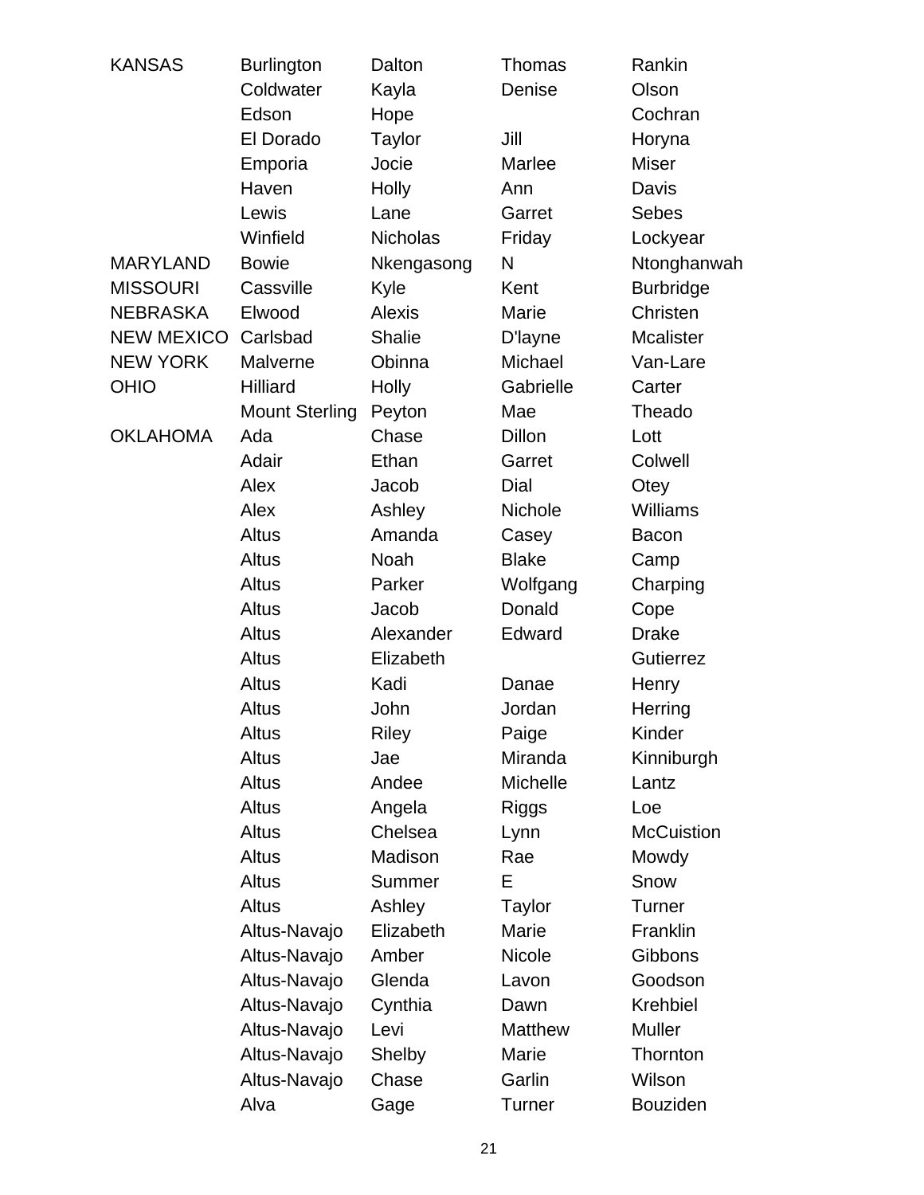| | | | | |
|---|---|---|---|---|
| KANSAS | Burlington | Dalton | Thomas | Rankin |
| | Coldwater | Kayla | Denise | Olson |
| | Edson | Hope | | Cochran |
| | El Dorado | Taylor | Jill | Horyna |
| | Emporia | Jocie | Marlee | Miser |
| | Haven | Holly | Ann | Davis |
| | Lewis | Lane | Garret | Sebes |
| | Winfield | Nicholas | Friday | Lockyear |
| MARYLAND | Bowie | Nkengasong | N | Ntonghanwah |
| MISSOURI | Cassville | Kyle | Kent | Burbridge |
| NEBRASKA | Elwood | Alexis | Marie | Christen |
| NEW MEXICO | Carlsbad | Shalie | D'layne | Mcalister |
| NEW YORK | Malverne | Obinna | Michael | Van-Lare |
| OHIO | Hilliard | Holly | Gabrielle | Carter |
| | Mount Sterling | Peyton | Mae | Theado |
| OKLAHOMA | Ada | Chase | Dillon | Lott |
| | Adair | Ethan | Garret | Colwell |
| | Alex | Jacob | Dial | Otey |
| | Alex | Ashley | Nichole | Williams |
| | Altus | Amanda | Casey | Bacon |
| | Altus | Noah | Blake | Camp |
| | Altus | Parker | Wolfgang | Charping |
| | Altus | Jacob | Donald | Cope |
| | Altus | Alexander | Edward | Drake |
| | Altus | Elizabeth | | Gutierrez |
| | Altus | Kadi | Danae | Henry |
| | Altus | John | Jordan | Herring |
| | Altus | Riley | Paige | Kinder |
| | Altus | Jae | Miranda | Kinniburgh |
| | Altus | Andee | Michelle | Lantz |
| | Altus | Angela | Riggs | Loe |
| | Altus | Chelsea | Lynn | McCuistion |
| | Altus | Madison | Rae | Mowdy |
| | Altus | Summer | E | Snow |
| | Altus | Ashley | Taylor | Turner |
| | Altus-Navajo | Elizabeth | Marie | Franklin |
| | Altus-Navajo | Amber | Nicole | Gibbons |
| | Altus-Navajo | Glenda | Lavon | Goodson |
| | Altus-Navajo | Cynthia | Dawn | Krehbiel |
| | Altus-Navajo | Levi | Matthew | Muller |
| | Altus-Navajo | Shelby | Marie | Thornton |
| | Altus-Navajo | Chase | Garlin | Wilson |
| | Alva | Gage | Turner | Bouziden |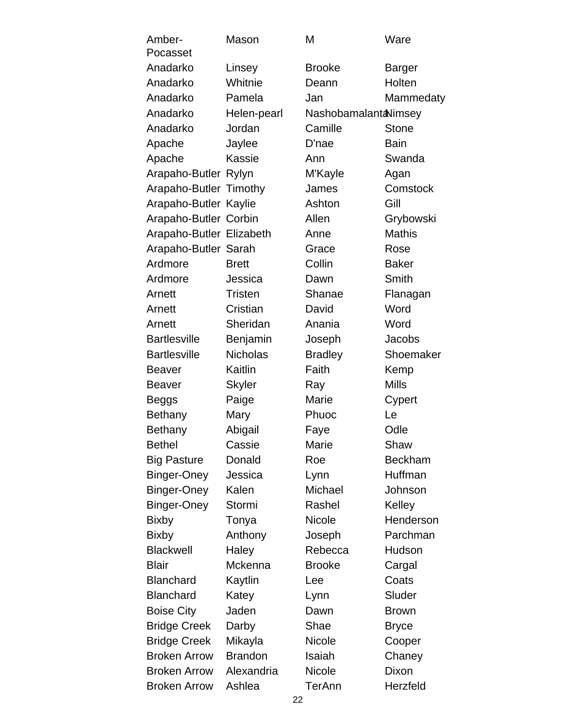| | | | |
|---|---|---|---|
| Amber-Pocasset | Mason | M | Ware |
| Anadarko | Linsey | Brooke | Barger |
| Anadarko | Whitnie | Deann | Holten |
| Anadarko | Pamela | Jan | Mammedaty |
| Anadarko | Helen-pearl | Nashobamalanta | Nimsey |
| Anadarko | Jordan | Camille | Stone |
| Apache | Jaylee | D'nae | Bain |
| Apache | Kassie | Ann | Swanda |
| Arapaho-Butler | Rylyn | M'Kayle | Agan |
| Arapaho-Butler | Timothy | James | Comstock |
| Arapaho-Butler | Kaylie | Ashton | Gill |
| Arapaho-Butler | Corbin | Allen | Grybowski |
| Arapaho-Butler | Elizabeth | Anne | Mathis |
| Arapaho-Butler | Sarah | Grace | Rose |
| Ardmore | Brett | Collin | Baker |
| Ardmore | Jessica | Dawn | Smith |
| Arnett | Tristen | Shanae | Flanagan |
| Arnett | Cristian | David | Word |
| Arnett | Sheridan | Anania | Word |
| Bartlesville | Benjamin | Joseph | Jacobs |
| Bartlesville | Nicholas | Bradley | Shoemaker |
| Beaver | Kaitlin | Faith | Kemp |
| Beaver | Skyler | Ray | Mills |
| Beggs | Paige | Marie | Cypert |
| Bethany | Mary | Phuoc | Le |
| Bethany | Abigail | Faye | Odle |
| Bethel | Cassie | Marie | Shaw |
| Big Pasture | Donald | Roe | Beckham |
| Binger-Oney | Jessica | Lynn | Huffman |
| Binger-Oney | Kalen | Michael | Johnson |
| Binger-Oney | Stormi | Rashel | Kelley |
| Bixby | Tonya | Nicole | Henderson |
| Bixby | Anthony | Joseph | Parchman |
| Blackwell | Haley | Rebecca | Hudson |
| Blair | Mckenna | Brooke | Cargal |
| Blanchard | Kaytlin | Lee | Coats |
| Blanchard | Katey | Lynn | Sluder |
| Boise City | Jaden | Dawn | Brown |
| Bridge Creek | Darby | Shae | Bryce |
| Bridge Creek | Mikayla | Nicole | Cooper |
| Broken Arrow | Brandon | Isaiah | Chaney |
| Broken Arrow | Alexandria | Nicole | Dixon |
| Broken Arrow | Ashlea | TerAnn | Herzfeld |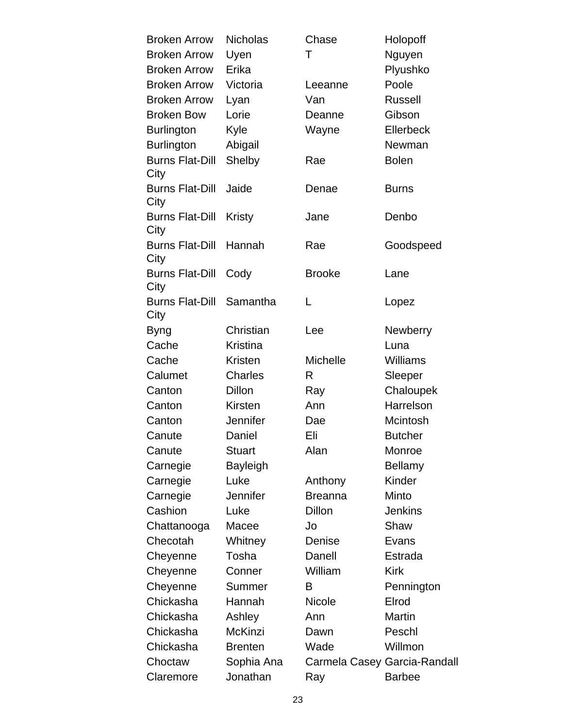| | | | |
|---|---|---|---|
| Broken Arrow | Nicholas | Chase | Holopoff |
| Broken Arrow | Uyen | T | Nguyen |
| Broken Arrow | Erika | | Plyushko |
| Broken Arrow | Victoria | Leeanne | Poole |
| Broken Arrow | Lyan | Van | Russell |
| Broken Bow | Lorie | Deanne | Gibson |
| Burlington | Kyle | Wayne | Ellerbeck |
| Burlington | Abigail | | Newman |
| Burns Flat-Dill City | Shelby | Rae | Bolen |
| Burns Flat-Dill City | Jaide | Denae | Burns |
| Burns Flat-Dill City | Kristy | Jane | Denbo |
| Burns Flat-Dill City | Hannah | Rae | Goodspeed |
| Burns Flat-Dill City | Cody | Brooke | Lane |
| Burns Flat-Dill City | Samantha | L | Lopez |
| Byng | Christian | Lee | Newberry |
| Cache | Kristina | | Luna |
| Cache | Kristen | Michelle | Williams |
| Calumet | Charles | R | Sleeper |
| Canton | Dillon | Ray | Chaloupek |
| Canton | Kirsten | Ann | Harrelson |
| Canton | Jennifer | Dae | Mcintosh |
| Canute | Daniel | Eli | Butcher |
| Canute | Stuart | Alan | Monroe |
| Carnegie | Bayleigh | | Bellamy |
| Carnegie | Luke | Anthony | Kinder |
| Carnegie | Jennifer | Breanna | Minto |
| Cashion | Luke | Dillon | Jenkins |
| Chattanooga | Macee | Jo | Shaw |
| Checotah | Whitney | Denise | Evans |
| Cheyenne | Tosha | Danell | Estrada |
| Cheyenne | Conner | William | Kirk |
| Cheyenne | Summer | B | Pennington |
| Chickasha | Hannah | Nicole | Elrod |
| Chickasha | Ashley | Ann | Martin |
| Chickasha | McKinzi | Dawn | Peschl |
| Chickasha | Brenten | Wade | Willmon |
| Choctaw | Sophia Ana | Carmela Casey | Garcia-Randall |
| Claremore | Jonathan | Ray | Barbee |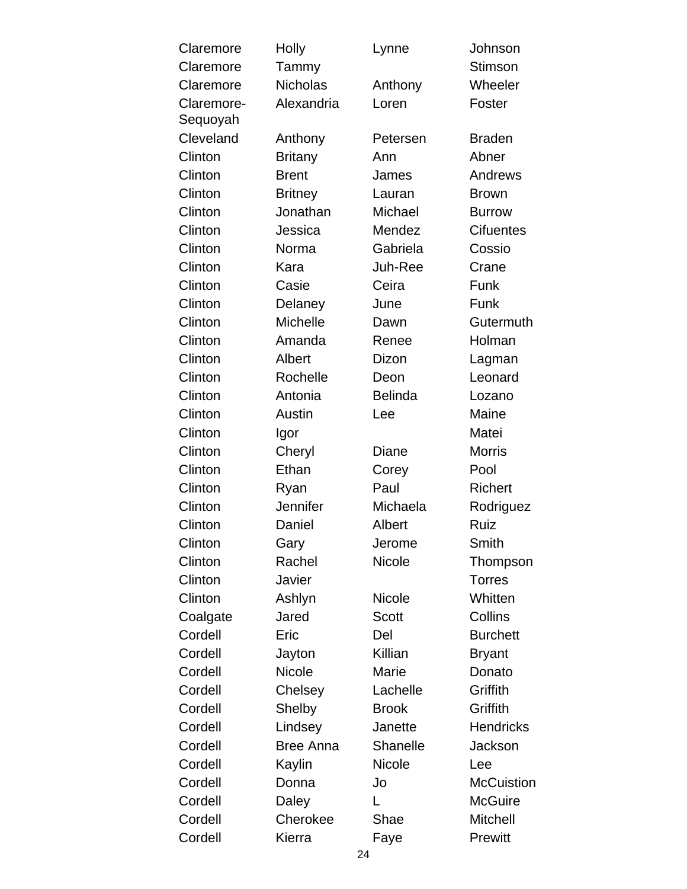| | | | |
|---|---|---|---|
| Claremore | Holly | Lynne | Johnson |
| Claremore | Tammy | | Stimson |
| Claremore | Nicholas | Anthony | Wheeler |
| Claremore-Sequoyah | Alexandria | Loren | Foster |
| Cleveland | Anthony | Petersen | Braden |
| Clinton | Britany | Ann | Abner |
| Clinton | Brent | James | Andrews |
| Clinton | Britney | Lauran | Brown |
| Clinton | Jonathan | Michael | Burrow |
| Clinton | Jessica | Mendez | Cifuentes |
| Clinton | Norma | Gabriela | Cossio |
| Clinton | Kara | Juh-Ree | Crane |
| Clinton | Casie | Ceira | Funk |
| Clinton | Delaney | June | Funk |
| Clinton | Michelle | Dawn | Gutermuth |
| Clinton | Amanda | Renee | Holman |
| Clinton | Albert | Dizon | Lagman |
| Clinton | Rochelle | Deon | Leonard |
| Clinton | Antonia | Belinda | Lozano |
| Clinton | Austin | Lee | Maine |
| Clinton | Igor | | Matei |
| Clinton | Cheryl | Diane | Morris |
| Clinton | Ethan | Corey | Pool |
| Clinton | Ryan | Paul | Richert |
| Clinton | Jennifer | Michaela | Rodriguez |
| Clinton | Daniel | Albert | Ruiz |
| Clinton | Gary | Jerome | Smith |
| Clinton | Rachel | Nicole | Thompson |
| Clinton | Javier | | Torres |
| Clinton | Ashlyn | Nicole | Whitten |
| Coalgate | Jared | Scott | Collins |
| Cordell | Eric | Del | Burchett |
| Cordell | Jayton | Killian | Bryant |
| Cordell | Nicole | Marie | Donato |
| Cordell | Chelsey | Lachelle | Griffith |
| Cordell | Shelby | Brook | Griffith |
| Cordell | Lindsey | Janette | Hendricks |
| Cordell | Bree Anna | Shanelle | Jackson |
| Cordell | Kaylin | Nicole | Lee |
| Cordell | Donna | Jo | McCuistion |
| Cordell | Daley | L | McGuire |
| Cordell | Cherokee | Shae | Mitchell |
| Cordell | Kierra | Faye | Prewitt |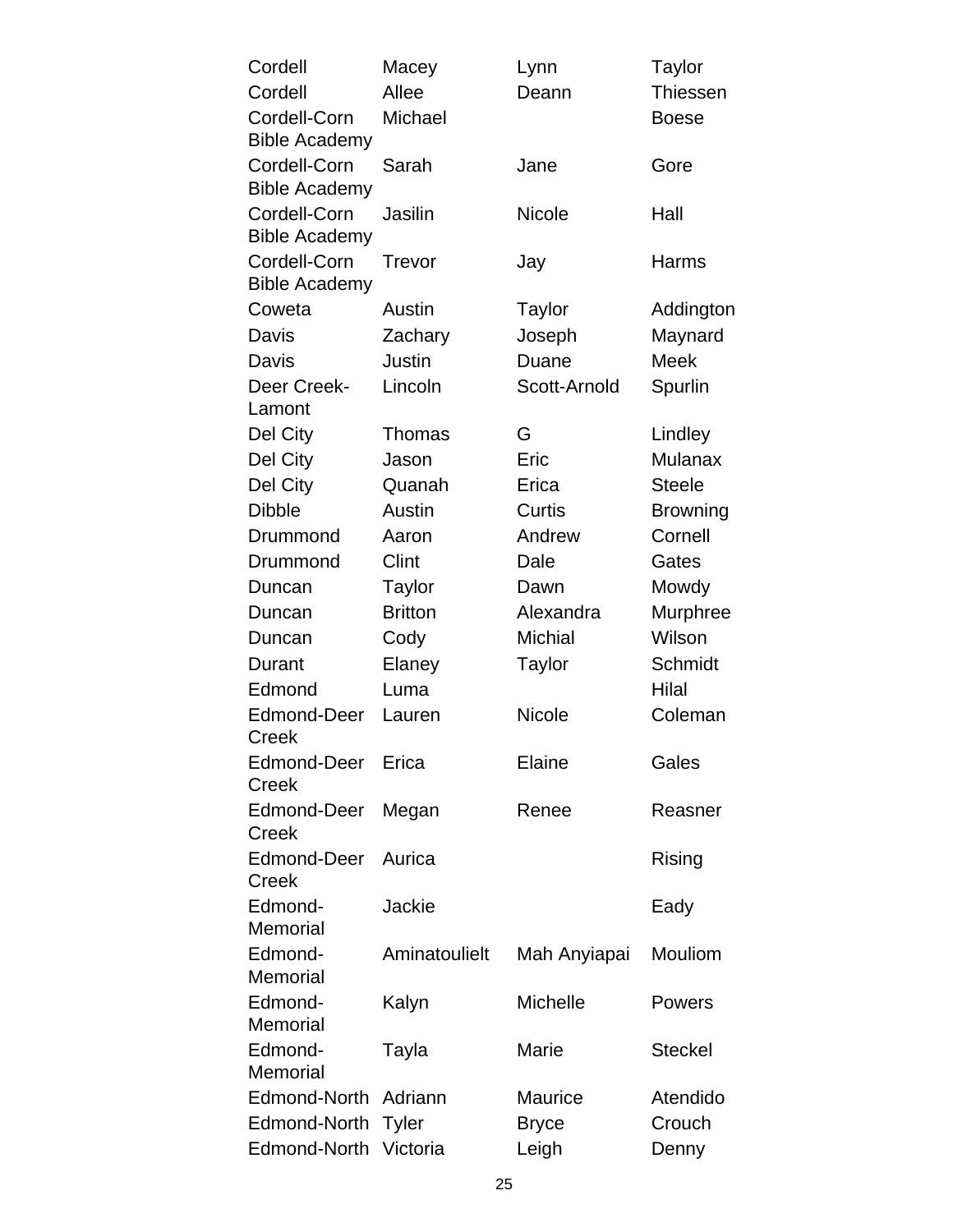| | | | |
|---|---|---|---|
| Cordell | Macey | Lynn | Taylor |
| Cordell | Allee | Deann | Thiessen |
| Cordell-Corn Bible Academy | Michael | | Boese |
| Cordell-Corn Bible Academy | Sarah | Jane | Gore |
| Cordell-Corn Bible Academy | Jasilin | Nicole | Hall |
| Cordell-Corn Bible Academy | Trevor | Jay | Harms |
| Coweta | Austin | Taylor | Addington |
| Davis | Zachary | Joseph | Maynard |
| Davis | Justin | Duane | Meek |
| Deer Creek-Lamont | Lincoln | Scott-Arnold | Spurlin |
| Del City | Thomas | G | Lindley |
| Del City | Jason | Eric | Mulanax |
| Del City | Quanah | Erica | Steele |
| Dibble | Austin | Curtis | Browning |
| Drummond | Aaron | Andrew | Cornell |
| Drummond | Clint | Dale | Gates |
| Duncan | Taylor | Dawn | Mowdy |
| Duncan | Britton | Alexandra | Murphree |
| Duncan | Cody | Michial | Wilson |
| Durant | Elaney | Taylor | Schmidt |
| Edmond | Luma | | Hilal |
| Edmond-Deer Creek | Lauren | Nicole | Coleman |
| Edmond-Deer Creek | Erica | Elaine | Gales |
| Edmond-Deer Creek | Megan | Renee | Reasner |
| Edmond-Deer Creek | Aurica | | Rising |
| Edmond-Memorial | Jackie | | Eady |
| Edmond-Memorial | Aminatoulielt | Mah Anyiapai | Mouliom |
| Edmond-Memorial | Kalyn | Michelle | Powers |
| Edmond-Memorial | Tayla | Marie | Steckel |
| Edmond-North | Adriann | Maurice | Atendido |
| Edmond-North | Tyler | Bryce | Crouch |
| Edmond-North | Victoria | Leigh | Denny |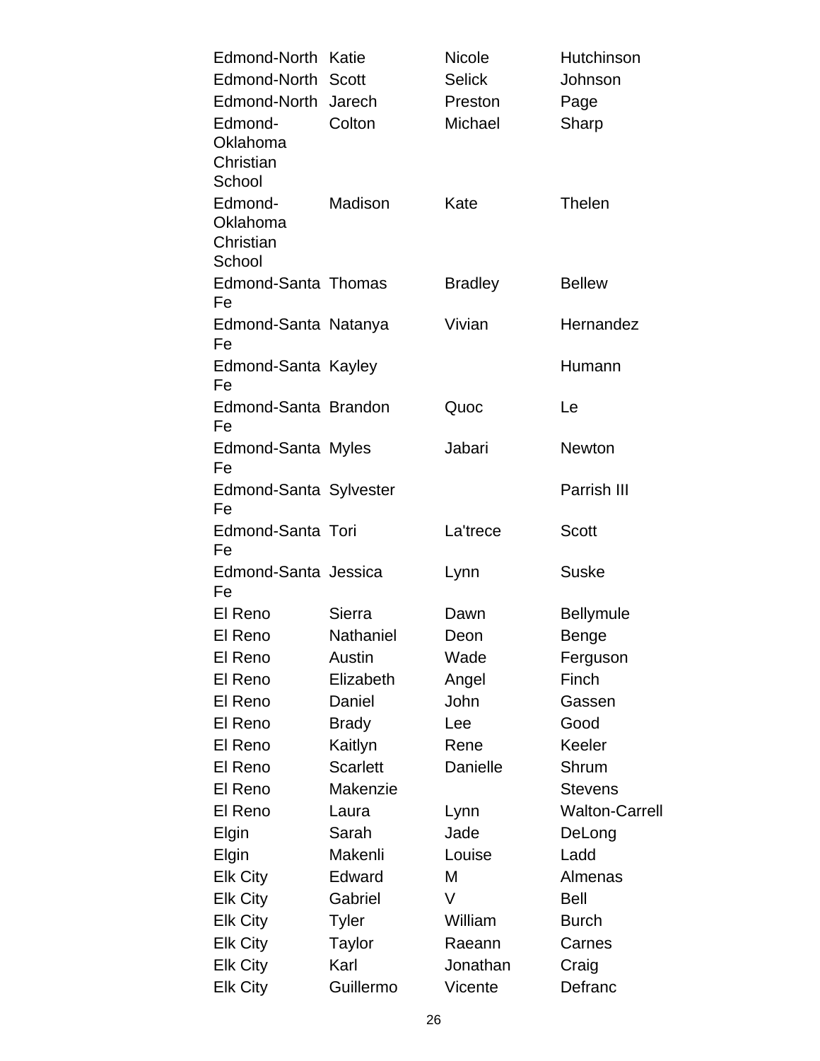| | | | |
|---|---|---|---|
| Edmond-North | Katie | Nicole | Hutchinson |
| Edmond-North | Scott | Selick | Johnson |
| Edmond-North | Jarech | Preston | Page |
| Edmond-Oklahoma Christian School | Colton | Michael | Sharp |
| Edmond-Oklahoma Christian School | Madison | Kate | Thelen |
| Edmond-Santa Fe | Thomas | Bradley | Bellew |
| Edmond-Santa Fe | Natanya | Vivian | Hernandez |
| Edmond-Santa Fe | Kayley | | Humann |
| Edmond-Santa Fe | Brandon | Quoc | Le |
| Edmond-Santa Fe | Myles | Jabari | Newton |
| Edmond-Santa Fe | Sylvester | | Parrish III |
| Edmond-Santa Fe | Tori | La'trece | Scott |
| Edmond-Santa Fe | Jessica | Lynn | Suske |
| El Reno | Sierra | Dawn | Bellymule |
| El Reno | Nathaniel | Deon | Benge |
| El Reno | Austin | Wade | Ferguson |
| El Reno | Elizabeth | Angel | Finch |
| El Reno | Daniel | John | Gassen |
| El Reno | Brady | Lee | Good |
| El Reno | Kaitlyn | Rene | Keeler |
| El Reno | Scarlett | Danielle | Shrum |
| El Reno | Makenzie | | Stevens |
| El Reno | Laura | Lynn | Walton-Carrell |
| Elgin | Sarah | Jade | DeLong |
| Elgin | Makenli | Louise | Ladd |
| Elk City | Edward | M | Almenas |
| Elk City | Gabriel | V | Bell |
| Elk City | Tyler | William | Burch |
| Elk City | Taylor | Raeann | Carnes |
| Elk City | Karl | Jonathan | Craig |
| Elk City | Guillermo | Vicente | Defranc |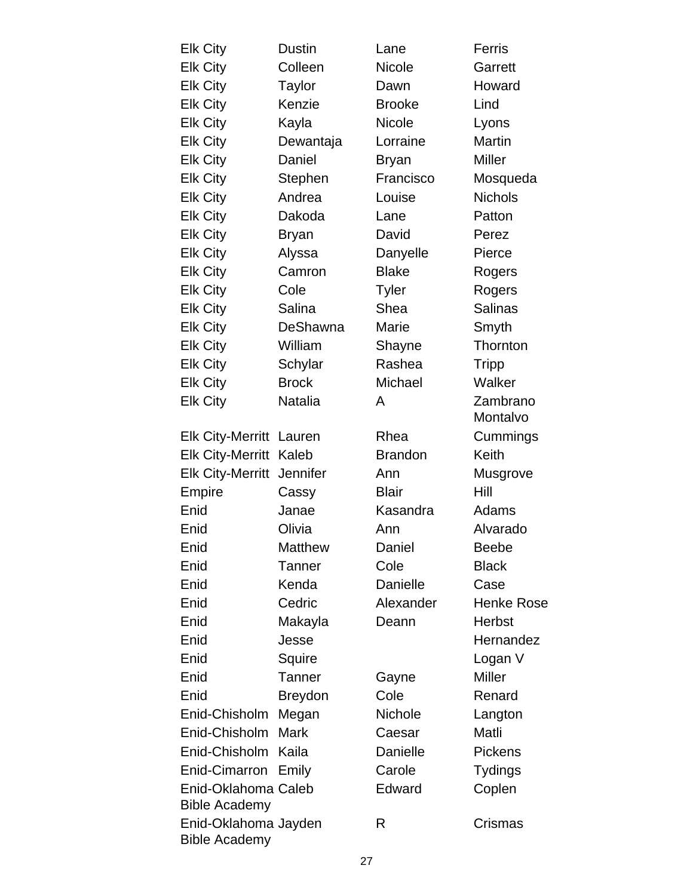| | | | |
|---|---|---|---|
| Elk City | Dustin | Lane | Ferris |
| Elk City | Colleen | Nicole | Garrett |
| Elk City | Taylor | Dawn | Howard |
| Elk City | Kenzie | Brooke | Lind |
| Elk City | Kayla | Nicole | Lyons |
| Elk City | Dewantaja | Lorraine | Martin |
| Elk City | Daniel | Bryan | Miller |
| Elk City | Stephen | Francisco | Mosqueda |
| Elk City | Andrea | Louise | Nichols |
| Elk City | Dakoda | Lane | Patton |
| Elk City | Bryan | David | Perez |
| Elk City | Alyssa | Danyelle | Pierce |
| Elk City | Camron | Blake | Rogers |
| Elk City | Cole | Tyler | Rogers |
| Elk City | Salina | Shea | Salinas |
| Elk City | DeShawna | Marie | Smyth |
| Elk City | William | Shayne | Thornton |
| Elk City | Schylar | Rashea | Tripp |
| Elk City | Brock | Michael | Walker |
| Elk City | Natalia | A | Zambrano Montalvo |
| Elk City-Merritt | Lauren | Rhea | Cummings |
| Elk City-Merritt | Kaleb | Brandon | Keith |
| Elk City-Merritt | Jennifer | Ann | Musgrove |
| Empire | Cassy | Blair | Hill |
| Enid | Janae | Kasandra | Adams |
| Enid | Olivia | Ann | Alvarado |
| Enid | Matthew | Daniel | Beebe |
| Enid | Tanner | Cole | Black |
| Enid | Kenda | Danielle | Case |
| Enid | Cedric | Alexander | Henke Rose |
| Enid | Makayla | Deann | Herbst |
| Enid | Jesse | | Hernandez |
| Enid | Squire | | Logan V |
| Enid | Tanner | Gayne | Miller |
| Enid | Breydon | Cole | Renard |
| Enid-Chisholm | Megan | Nichole | Langton |
| Enid-Chisholm | Mark | Caesar | Matli |
| Enid-Chisholm | Kaila | Danielle | Pickens |
| Enid-Cimarron | Emily | Carole | Tydings |
| Enid-Oklahoma Bible Academy | Caleb | Edward | Coplen |
| Enid-Oklahoma Bible Academy | Jayden | R | Crismas |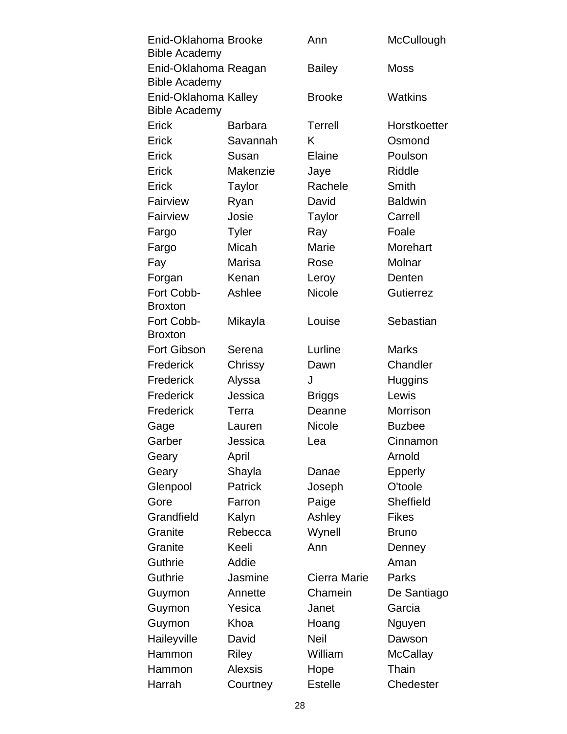| | | | |
|---|---|---|---|
| Enid-Oklahoma Bible Academy | Brooke | Ann | McCullough |
| Enid-Oklahoma Bible Academy | Reagan | Bailey | Moss |
| Enid-Oklahoma Bible Academy | Kalley | Brooke | Watkins |
| Erick | Barbara | Terrell | Horstkoetter |
| Erick | Savannah | K | Osmond |
| Erick | Susan | Elaine | Poulson |
| Erick | Makenzie | Jaye | Riddle |
| Erick | Taylor | Rachele | Smith |
| Fairview | Ryan | David | Baldwin |
| Fairview | Josie | Taylor | Carrell |
| Fargo | Tyler | Ray | Foale |
| Fargo | Micah | Marie | Morehart |
| Fay | Marisa | Rose | Molnar |
| Forgan | Kenan | Leroy | Denten |
| Fort Cobb-Broxton | Ashlee | Nicole | Gutierrez |
| Fort Cobb-Broxton | Mikayla | Louise | Sebastian |
| Fort Gibson | Serena | Lurline | Marks |
| Frederick | Chrissy | Dawn | Chandler |
| Frederick | Alyssa | J | Huggins |
| Frederick | Jessica | Briggs | Lewis |
| Frederick | Terra | Deanne | Morrison |
| Gage | Lauren | Nicole | Buzbee |
| Garber | Jessica | Lea | Cinnamon |
| Geary | April | | Arnold |
| Geary | Shayla | Danae | Epperly |
| Glenpool | Patrick | Joseph | O'toole |
| Gore | Farron | Paige | Sheffield |
| Grandfield | Kalyn | Ashley | Fikes |
| Granite | Rebecca | Wynell | Bruno |
| Granite | Keeli | Ann | Denney |
| Guthrie | Addie | | Aman |
| Guthrie | Jasmine | Cierra Marie | Parks |
| Guymon | Annette | Chamein | De Santiago |
| Guymon | Yesica | Janet | Garcia |
| Guymon | Khoa | Hoang | Nguyen |
| Haileyville | David | Neil | Dawson |
| Hammon | Riley | William | McCallay |
| Hammon | Alexsis | Hope | Thain |
| Harrah | Courtney | Estelle | Chedester |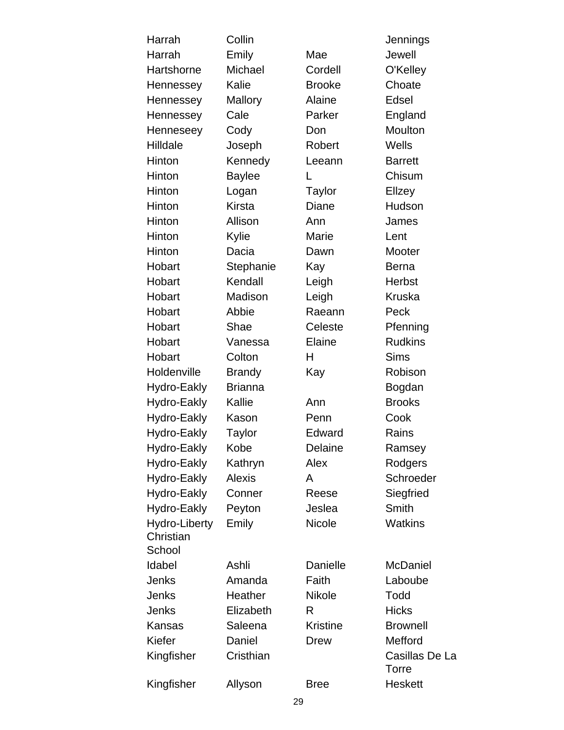| | | | |
|---|---|---|---|
| Harrah | Collin | | Jennings |
| Harrah | Emily | Mae | Jewell |
| Hartshorne | Michael | Cordell | O'Kelley |
| Hennessey | Kalie | Brooke | Choate |
| Hennessey | Mallory | Alaine | Edsel |
| Hennessey | Cale | Parker | England |
| Henneseey | Cody | Don | Moulton |
| Hilldale | Joseph | Robert | Wells |
| Hinton | Kennedy | Leeann | Barrett |
| Hinton | Baylee | L | Chisum |
| Hinton | Logan | Taylor | Ellzey |
| Hinton | Kirsta | Diane | Hudson |
| Hinton | Allison | Ann | James |
| Hinton | Kylie | Marie | Lent |
| Hinton | Dacia | Dawn | Mooter |
| Hobart | Stephanie | Kay | Berna |
| Hobart | Kendall | Leigh | Herbst |
| Hobart | Madison | Leigh | Kruska |
| Hobart | Abbie | Raeann | Peck |
| Hobart | Shae | Celeste | Pfenning |
| Hobart | Vanessa | Elaine | Rudkins |
| Hobart | Colton | H | Sims |
| Holdenville | Brandy | Kay | Robison |
| Hydro-Eakly | Brianna | | Bogdan |
| Hydro-Eakly | Kallie | Ann | Brooks |
| Hydro-Eakly | Kason | Penn | Cook |
| Hydro-Eakly | Taylor | Edward | Rains |
| Hydro-Eakly | Kobe | Delaine | Ramsey |
| Hydro-Eakly | Kathryn | Alex | Rodgers |
| Hydro-Eakly | Alexis | A | Schroeder |
| Hydro-Eakly | Conner | Reese | Siegfried |
| Hydro-Eakly | Peyton | Jeslea | Smith |
| Hydro-Liberty Christian School | Emily | Nicole | Watkins |
| Idabel | Ashli | Danielle | McDaniel |
| Jenks | Amanda | Faith | Laboube |
| Jenks | Heather | Nikole | Todd |
| Jenks | Elizabeth | R | Hicks |
| Kansas | Saleena | Kristine | Brownell |
| Kiefer | Daniel | Drew | Mefford |
| Kingfisher | Cristhian | | Casillas De La Torre |
| Kingfisher | Allyson | Bree | Heskett |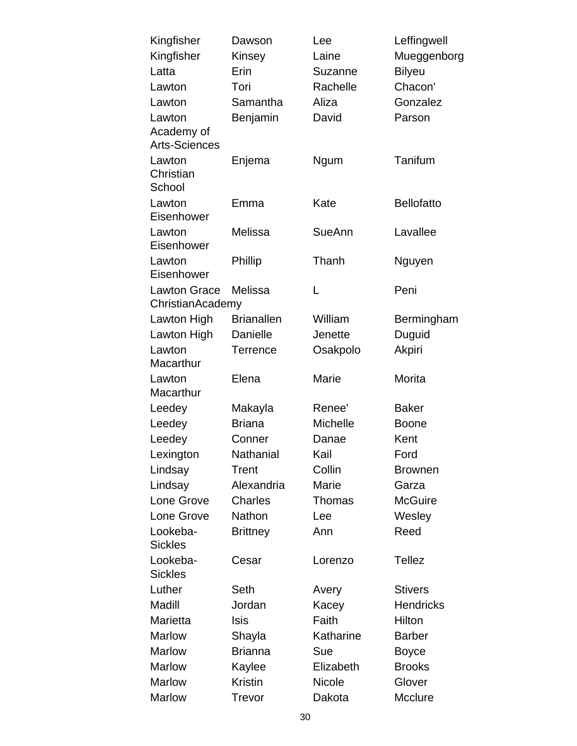| | | | |
|---|---|---|---|
| Kingfisher | Dawson | Lee | Leffingwell |
| Kingfisher | Kinsey | Laine | Mueggenborg |
| Latta | Erin | Suzanne | Bilyeu |
| Lawton | Tori | Rachelle | Chacon' |
| Lawton | Samantha | Aliza | Gonzalez |
| Lawton Academy of Arts-Sciences | Benjamin | David | Parson |
| Lawton Christian School | Enjema | Ngum | Tanifum |
| Lawton Eisenhower | Emma | Kate | Bellofatto |
| Lawton Eisenhower | Melissa | SueAnn | Lavallee |
| Lawton Eisenhower | Phillip | Thanh | Nguyen |
| Lawton Grace ChristianAcademy | Melissa | L | Peni |
| Lawton High | Brianallen | William | Bermingham |
| Lawton High | Danielle | Jenette | Duguid |
| Lawton Macarthur | Terrence | Osakpolo | Akpiri |
| Lawton Macarthur | Elena | Marie | Morita |
| Leedey | Makayla | Renee' | Baker |
| Leedey | Briana | Michelle | Boone |
| Leedey | Conner | Danae | Kent |
| Lexington | Nathanial | Kail | Ford |
| Lindsay | Trent | Collin | Brownen |
| Lindsay | Alexandria | Marie | Garza |
| Lone Grove | Charles | Thomas | McGuire |
| Lone Grove | Nathon | Lee | Wesley |
| Lookeba-Sickles | Brittney | Ann | Reed |
| Lookeba-Sickles | Cesar | Lorenzo | Tellez |
| Luther | Seth | Avery | Stivers |
| Madill | Jordan | Kacey | Hendricks |
| Marietta | Isis | Faith | Hilton |
| Marlow | Shayla | Katharine | Barber |
| Marlow | Brianna | Sue | Boyce |
| Marlow | Kaylee | Elizabeth | Brooks |
| Marlow | Kristin | Nicole | Glover |
| Marlow | Trevor | Dakota | Mcclure |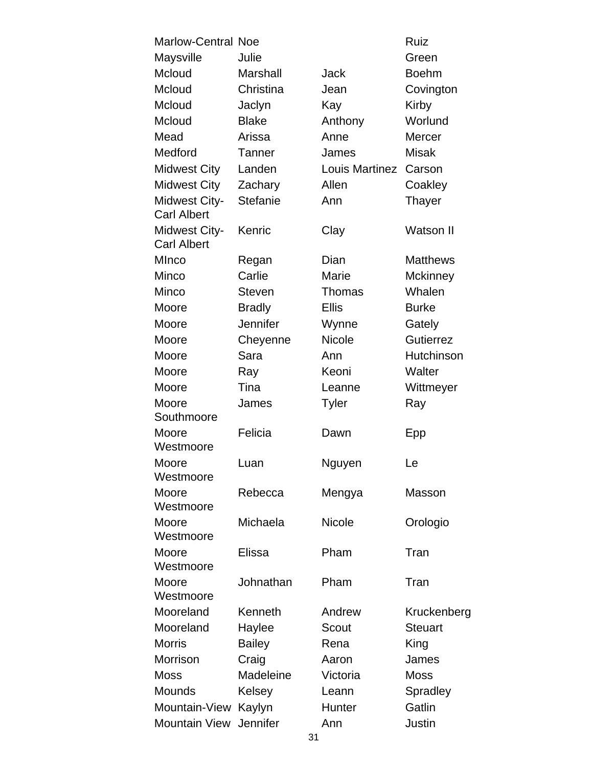| | | | |
|---|---|---|---|
| Marlow-Central | Noe | | Ruiz |
| Maysville | Julie | | Green |
| Mcloud | Marshall | Jack | Boehm |
| Mcloud | Christina | Jean | Covington |
| Mcloud | Jaclyn | Kay | Kirby |
| Mcloud | Blake | Anthony | Worlund |
| Mead | Arissa | Anne | Mercer |
| Medford | Tanner | James | Misak |
| Midwest City | Landen | Louis Martinez | Carson |
| Midwest City | Zachary | Allen | Coakley |
| Midwest City-Carl Albert | Stefanie | Ann | Thayer |
| Midwest City-Carl Albert | Kenric | Clay | Watson II |
| MInco | Regan | Dian | Matthews |
| Minco | Carlie | Marie | Mckinney |
| Minco | Steven | Thomas | Whalen |
| Moore | Bradly | Ellis | Burke |
| Moore | Jennifer | Wynne | Gately |
| Moore | Cheyenne | Nicole | Gutierrez |
| Moore | Sara | Ann | Hutchinson |
| Moore | Ray | Keoni | Walter |
| Moore | Tina | Leanne | Wittmeyer |
| Moore Southmoore | James | Tyler | Ray |
| Moore Westmoore | Felicia | Dawn | Epp |
| Moore Westmoore | Luan | Nguyen | Le |
| Moore Westmoore | Rebecca | Mengya | Masson |
| Moore Westmoore | Michaela | Nicole | Orologio |
| Moore Westmoore | Elissa | Pham | Tran |
| Moore Westmoore | Johnathan | Pham | Tran |
| Mooreland | Kenneth | Andrew | Kruckenberg |
| Mooreland | Haylee | Scout | Steuart |
| Morris | Bailey | Rena | King |
| Morrison | Craig | Aaron | James |
| Moss | Madeleine | Victoria | Moss |
| Mounds | Kelsey | Leann | Spradley |
| Mountain-View | Kaylyn | Hunter | Gatlin |
| Mountain View | Jennifer | Ann | Justin |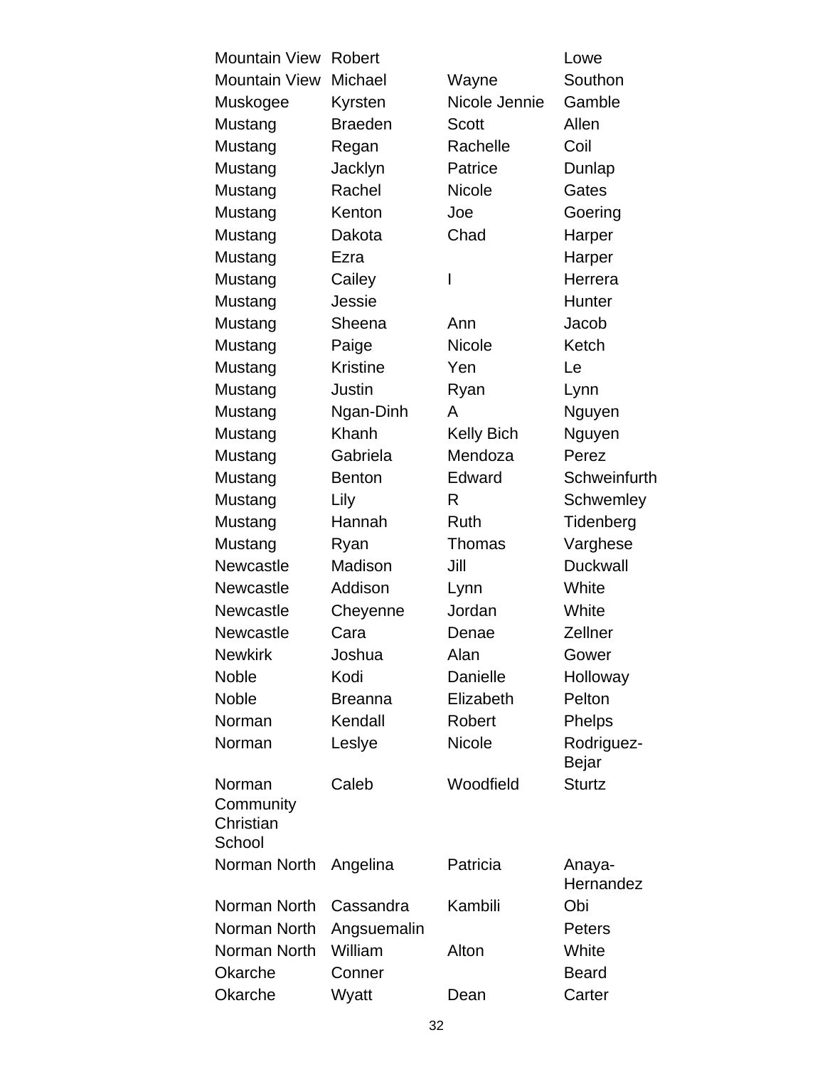| | | | |
|---|---|---|---|
| Mountain View | Robert | | Lowe |
| Mountain View | Michael | Wayne | Southon |
| Muskogee | Kyrsten | Nicole Jennie | Gamble |
| Mustang | Braeden | Scott | Allen |
| Mustang | Regan | Rachelle | Coil |
| Mustang | Jacklyn | Patrice | Dunlap |
| Mustang | Rachel | Nicole | Gates |
| Mustang | Kenton | Joe | Goering |
| Mustang | Dakota | Chad | Harper |
| Mustang | Ezra | | Harper |
| Mustang | Cailey | I | Herrera |
| Mustang | Jessie | | Hunter |
| Mustang | Sheena | Ann | Jacob |
| Mustang | Paige | Nicole | Ketch |
| Mustang | Kristine | Yen | Le |
| Mustang | Justin | Ryan | Lynn |
| Mustang | Ngan-Dinh | A | Nguyen |
| Mustang | Khanh | Kelly Bich | Nguyen |
| Mustang | Gabriela | Mendoza | Perez |
| Mustang | Benton | Edward | Schweinfurth |
| Mustang | Lily | R | Schwemley |
| Mustang | Hannah | Ruth | Tidenberg |
| Mustang | Ryan | Thomas | Varghese |
| Newcastle | Madison | Jill | Duckwall |
| Newcastle | Addison | Lynn | White |
| Newcastle | Cheyenne | Jordan | White |
| Newcastle | Cara | Denae | Zellner |
| Newkirk | Joshua | Alan | Gower |
| Noble | Kodi | Danielle | Holloway |
| Noble | Breanna | Elizabeth | Pelton |
| Norman | Kendall | Robert | Phelps |
| Norman | Leslye | Nicole | Rodriguez-Bejar |
| Norman Community Christian School | Caleb | Woodfield | Sturtz |
| Norman North | Angelina | Patricia | Anaya-Hernandez |
| Norman North | Cassandra | Kambili | Obi |
| Norman North | Angsuemalin | | Peters |
| Norman North | William | Alton | White |
| Okarche | Conner | | Beard |
| Okarche | Wyatt | Dean | Carter |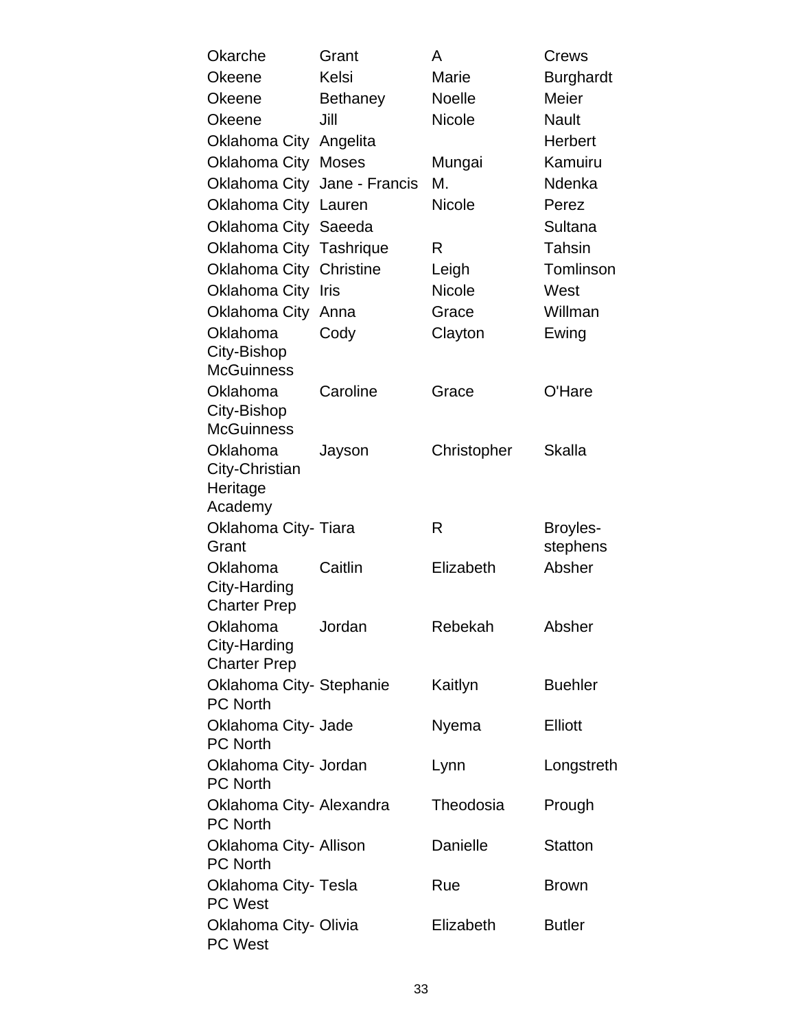| | | | |
|---|---|---|---|
| Okarche | Grant | A | Crews |
| Okeene | Kelsi | Marie | Burghardt |
| Okeene | Bethaney | Noelle | Meier |
| Okeene | Jill | Nicole | Nault |
| Oklahoma City | Angelita | | Herbert |
| Oklahoma City | Moses | Mungai | Kamuiru |
| Oklahoma City | Jane - Francis | M. | Ndenka |
| Oklahoma City | Lauren | Nicole | Perez |
| Oklahoma City | Saeeda | | Sultana |
| Oklahoma City | Tashrique | R | Tahsin |
| Oklahoma City | Christine | Leigh | Tomlinson |
| Oklahoma City | Iris | Nicole | West |
| Oklahoma City | Anna | Grace | Willman |
| Oklahoma City-Bishop McGuinness | Cody | Clayton | Ewing |
| Oklahoma City-Bishop McGuinness | Caroline | Grace | O'Hare |
| Oklahoma City-Christian Heritage Academy | Jayson | Christopher | Skalla |
| Oklahoma City-Grant | Tiara | R | Broyles-stephens |
| Oklahoma City-Harding Charter Prep | Caitlin | Elizabeth | Absher |
| Oklahoma City-Harding Charter Prep | Jordan | Rebekah | Absher |
| Oklahoma City-PC North | Stephanie | Kaitlyn | Buehler |
| Oklahoma City-PC North | Jade | Nyema | Elliott |
| Oklahoma City-PC North | Jordan | Lynn | Longstreth |
| Oklahoma City-PC North | Alexandra | Theodosia | Prough |
| Oklahoma City-PC North | Allison | Danielle | Statton |
| Oklahoma City-PC West | Tesla | Rue | Brown |
| Oklahoma City-PC West | Olivia | Elizabeth | Butler |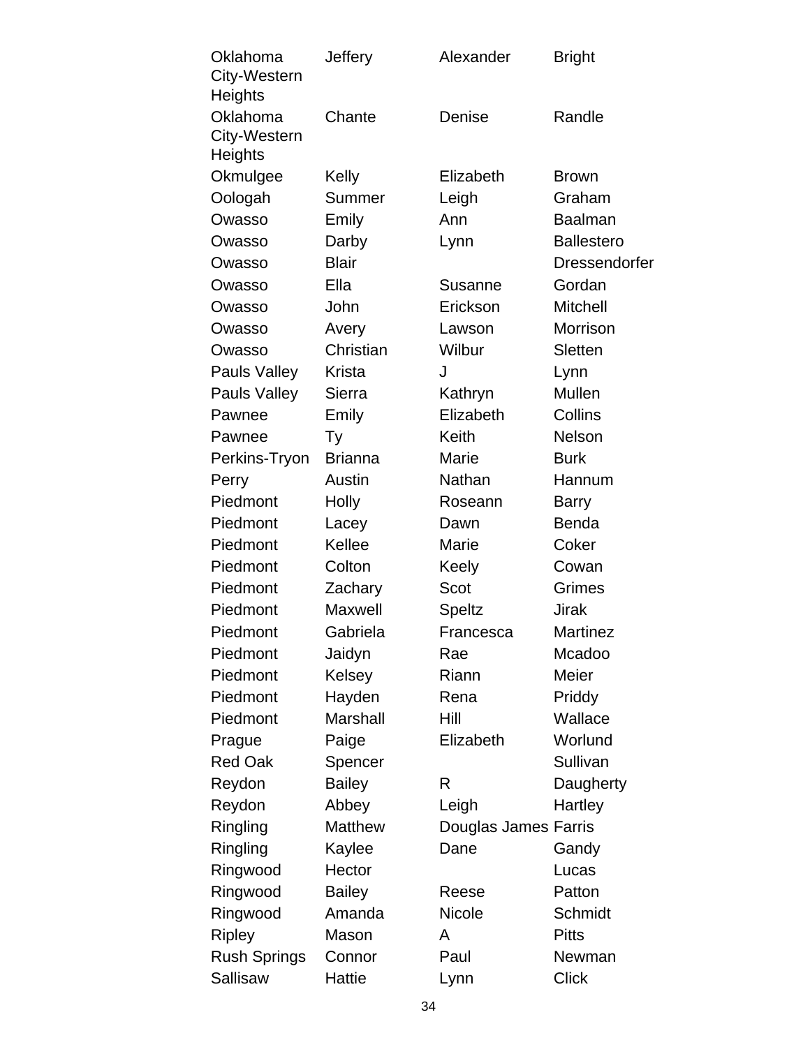| | | | |
|---|---|---|---|
| Oklahoma City-Western Heights | Jeffery | Alexander | Bright |
| Oklahoma City-Western Heights | Chante | Denise | Randle |
| Okmulgee | Kelly | Elizabeth | Brown |
| Oologah | Summer | Leigh | Graham |
| Owasso | Emily | Ann | Baalman |
| Owasso | Darby | Lynn | Ballestero |
| Owasso | Blair | | Dressendorfer |
| Owasso | Ella | Susanne | Gordan |
| Owasso | John | Erickson | Mitchell |
| Owasso | Avery | Lawson | Morrison |
| Owasso | Christian | Wilbur | Sletten |
| Pauls Valley | Krista | J | Lynn |
| Pauls Valley | Sierra | Kathryn | Mullen |
| Pawnee | Emily | Elizabeth | Collins |
| Pawnee | Ty | Keith | Nelson |
| Perkins-Tryon | Brianna | Marie | Burk |
| Perry | Austin | Nathan | Hannum |
| Piedmont | Holly | Roseann | Barry |
| Piedmont | Lacey | Dawn | Benda |
| Piedmont | Kellee | Marie | Coker |
| Piedmont | Colton | Keely | Cowan |
| Piedmont | Zachary | Scot | Grimes |
| Piedmont | Maxwell | Speltz | Jirak |
| Piedmont | Gabriela | Francesca | Martinez |
| Piedmont | Jaidyn | Rae | Mcadoo |
| Piedmont | Kelsey | Riann | Meier |
| Piedmont | Hayden | Rena | Priddy |
| Piedmont | Marshall | Hill | Wallace |
| Prague | Paige | Elizabeth | Worlund |
| Red Oak | Spencer | | Sullivan |
| Reydon | Bailey | R | Daugherty |
| Reydon | Abbey | Leigh | Hartley |
| Ringling | Matthew | Douglas James | Farris |
| Ringling | Kaylee | Dane | Gandy |
| Ringwood | Hector | | Lucas |
| Ringwood | Bailey | Reese | Patton |
| Ringwood | Amanda | Nicole | Schmidt |
| Ripley | Mason | A | Pitts |
| Rush Springs | Connor | Paul | Newman |
| Sallisaw | Hattie | Lynn | Click |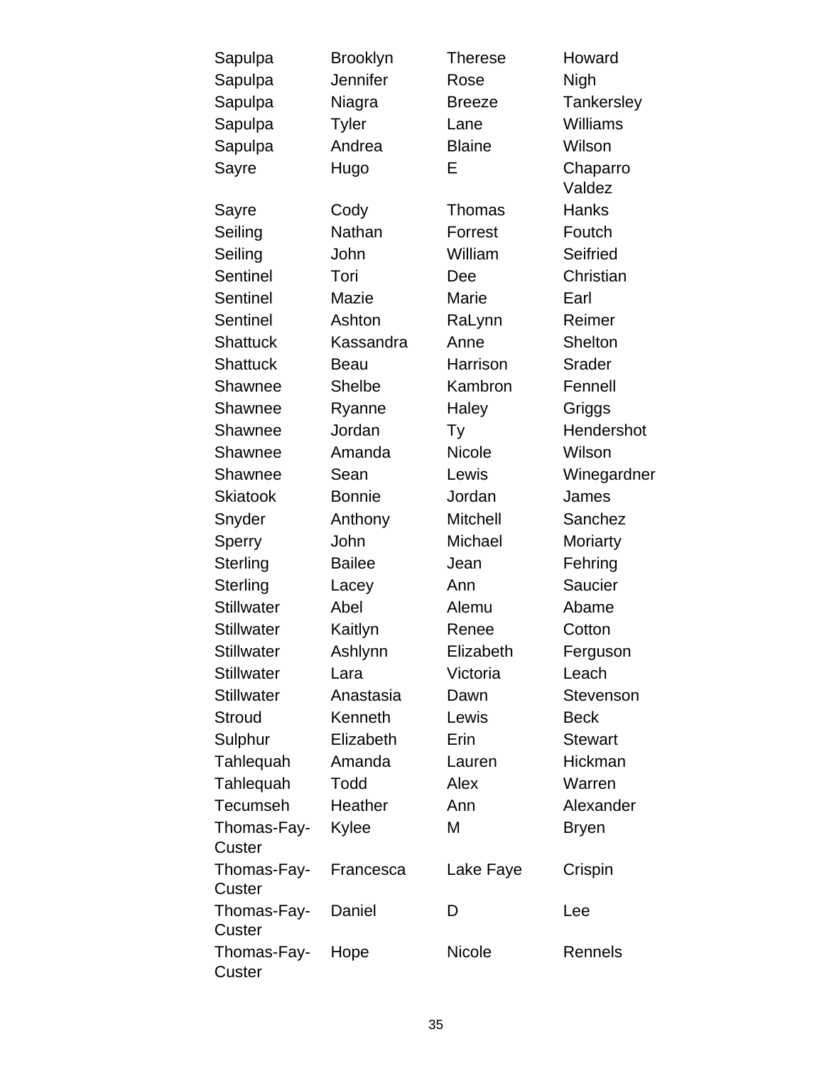| | | | |
|---|---|---|---|
| Sapulpa | Brooklyn | Therese | Howard |
| Sapulpa | Jennifer | Rose | Nigh |
| Sapulpa | Niagra | Breeze | Tankersley |
| Sapulpa | Tyler | Lane | Williams |
| Sapulpa | Andrea | Blaine | Wilson |
| Sayre | Hugo | E | Chaparro Valdez |
| Sayre | Cody | Thomas | Hanks |
| Seiling | Nathan | Forrest | Foutch |
| Seiling | John | William | Seifried |
| Sentinel | Tori | Dee | Christian |
| Sentinel | Mazie | Marie | Earl |
| Sentinel | Ashton | RaLynn | Reimer |
| Shattuck | Kassandra | Anne | Shelton |
| Shattuck | Beau | Harrison | Srader |
| Shawnee | Shelbe | Kambron | Fennell |
| Shawnee | Ryanne | Haley | Griggs |
| Shawnee | Jordan | Ty | Hendershot |
| Shawnee | Amanda | Nicole | Wilson |
| Shawnee | Sean | Lewis | Winegardner |
| Skiatook | Bonnie | Jordan | James |
| Snyder | Anthony | Mitchell | Sanchez |
| Sperry | John | Michael | Moriarty |
| Sterling | Bailee | Jean | Fehring |
| Sterling | Lacey | Ann | Saucier |
| Stillwater | Abel | Alemu | Abame |
| Stillwater | Kaitlyn | Renee | Cotton |
| Stillwater | Ashlynn | Elizabeth | Ferguson |
| Stillwater | Lara | Victoria | Leach |
| Stillwater | Anastasia | Dawn | Stevenson |
| Stroud | Kenneth | Lewis | Beck |
| Sulphur | Elizabeth | Erin | Stewart |
| Tahlequah | Amanda | Lauren | Hickman |
| Tahlequah | Todd | Alex | Warren |
| Tecumseh | Heather | Ann | Alexander |
| Thomas-Fay-Custer | Kylee | M | Bryen |
| Thomas-Fay-Custer | Francesca | Lake Faye | Crispin |
| Thomas-Fay-Custer | Daniel | D | Lee |
| Thomas-Fay-Custer | Hope | Nicole | Rennels |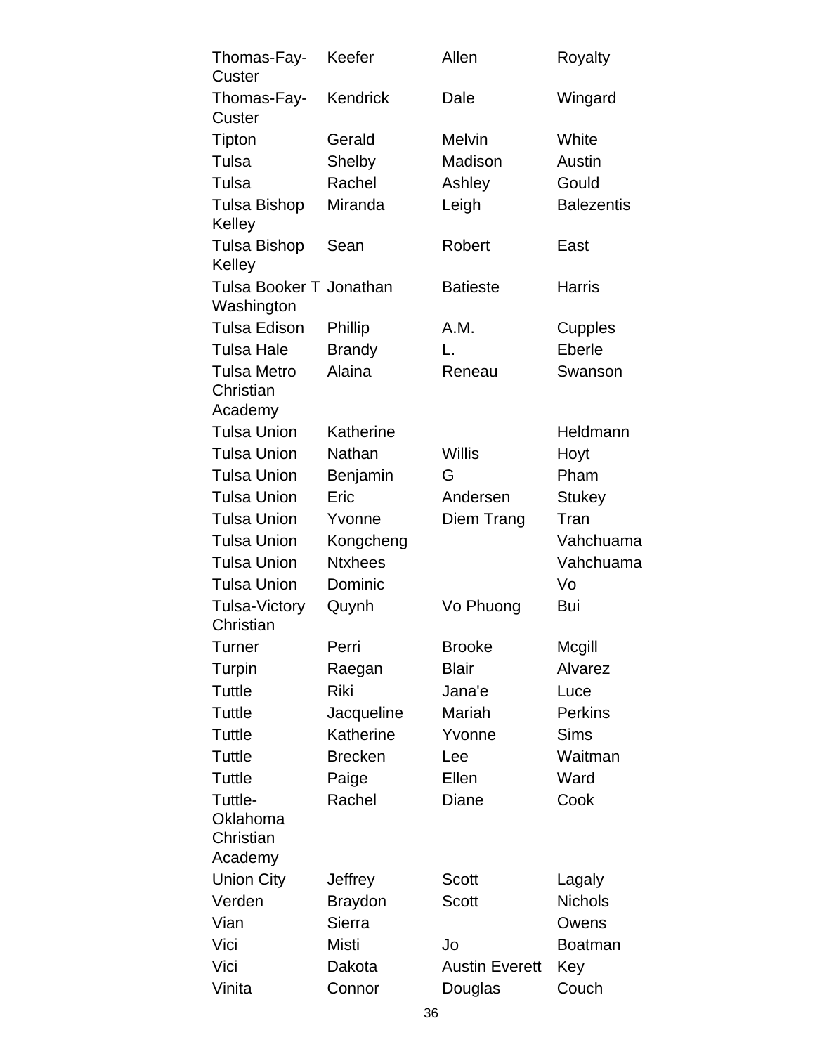| | | | |
|---|---|---|---|
| Thomas-Fay-Custer | Keefer | Allen | Royalty |
| Thomas-Fay-Custer | Kendrick | Dale | Wingard |
| Tipton | Gerald | Melvin | White |
| Tulsa | Shelby | Madison | Austin |
| Tulsa | Rachel | Ashley | Gould |
| Tulsa Bishop Kelley | Miranda | Leigh | Balezentis |
| Tulsa Bishop Kelley | Sean | Robert | East |
| Tulsa Booker T Washington | Jonathan | Batieste | Harris |
| Tulsa Edison | Phillip | A.M. | Cupples |
| Tulsa Hale | Brandy | L. | Eberle |
| Tulsa Metro Christian Academy | Alaina | Reneau | Swanson |
| Tulsa Union | Katherine | | Heldmann |
| Tulsa Union | Nathan | Willis | Hoyt |
| Tulsa Union | Benjamin | G | Pham |
| Tulsa Union | Eric | Andersen | Stukey |
| Tulsa Union | Yvonne | Diem Trang | Tran |
| Tulsa Union | Kongcheng | | Vahchuama |
| Tulsa Union | Ntxhees | | Vahchuama |
| Tulsa Union | Dominic | | Vo |
| Tulsa-Victory Christian | Quynh | Vo Phuong | Bui |
| Turner | Perri | Brooke | Mcgill |
| Turpin | Raegan | Blair | Alvarez |
| Tuttle | Riki | Jana'e | Luce |
| Tuttle | Jacqueline | Mariah | Perkins |
| Tuttle | Katherine | Yvonne | Sims |
| Tuttle | Brecken | Lee | Waitman |
| Tuttle | Paige | Ellen | Ward |
| Tuttle-Oklahoma Christian Academy | Rachel | Diane | Cook |
| Union City | Jeffrey | Scott | Lagaly |
| Verden | Braydon | Scott | Nichols |
| Vian | Sierra | | Owens |
| Vici | Misti | Jo | Boatman |
| Vici | Dakota | Austin Everett | Key |
| Vinita | Connor | Douglas | Couch |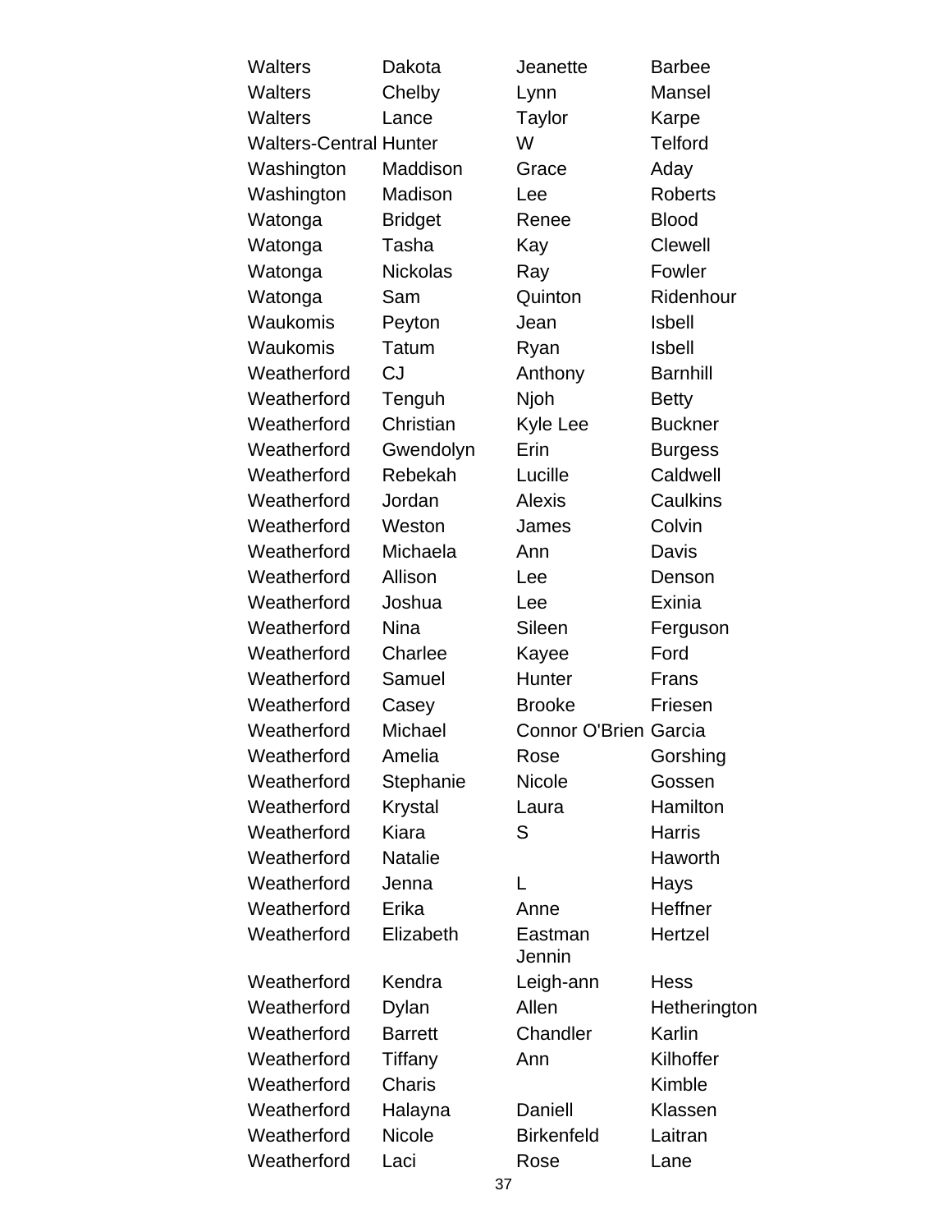| | | | |
|---|---|---|---|
| Walters | Dakota | Jeanette | Barbee |
| Walters | Chelby | Lynn | Mansel |
| Walters | Lance | Taylor | Karpe |
| Walters-Central | Hunter | W | Telford |
| Washington | Maddison | Grace | Aday |
| Washington | Madison | Lee | Roberts |
| Watonga | Bridget | Renee | Blood |
| Watonga | Tasha | Kay | Clewell |
| Watonga | Nickolas | Ray | Fowler |
| Watonga | Sam | Quinton | Ridenhour |
| Waukomis | Peyton | Jean | Isbell |
| Waukomis | Tatum | Ryan | Isbell |
| Weatherford | CJ | Anthony | Barnhill |
| Weatherford | Tenguh | Njoh | Betty |
| Weatherford | Christian | Kyle Lee | Buckner |
| Weatherford | Gwendolyn | Erin | Burgess |
| Weatherford | Rebekah | Lucille | Caldwell |
| Weatherford | Jordan | Alexis | Caulkins |
| Weatherford | Weston | James | Colvin |
| Weatherford | Michaela | Ann | Davis |
| Weatherford | Allison | Lee | Denson |
| Weatherford | Joshua | Lee | Exinia |
| Weatherford | Nina | Sileen | Ferguson |
| Weatherford | Charlee | Kayee | Ford |
| Weatherford | Samuel | Hunter | Frans |
| Weatherford | Casey | Brooke | Friesen |
| Weatherford | Michael | Connor O'Brien | Garcia |
| Weatherford | Amelia | Rose | Gorshing |
| Weatherford | Stephanie | Nicole | Gossen |
| Weatherford | Krystal | Laura | Hamilton |
| Weatherford | Kiara | S | Harris |
| Weatherford | Natalie | | Haworth |
| Weatherford | Jenna | L | Hays |
| Weatherford | Erika | Anne | Heffner |
| Weatherford | Elizabeth | Eastman Jennin | Hertzel |
| Weatherford | Kendra | Leigh-ann | Hess |
| Weatherford | Dylan | Allen | Hetherington |
| Weatherford | Barrett | Chandler | Karlin |
| Weatherford | Tiffany | Ann | Kilhoffer |
| Weatherford | Charis | | Kimble |
| Weatherford | Halayna | Daniell | Klassen |
| Weatherford | Nicole | Birkenfeld | Laitran |
| Weatherford | Laci | Rose | Lane |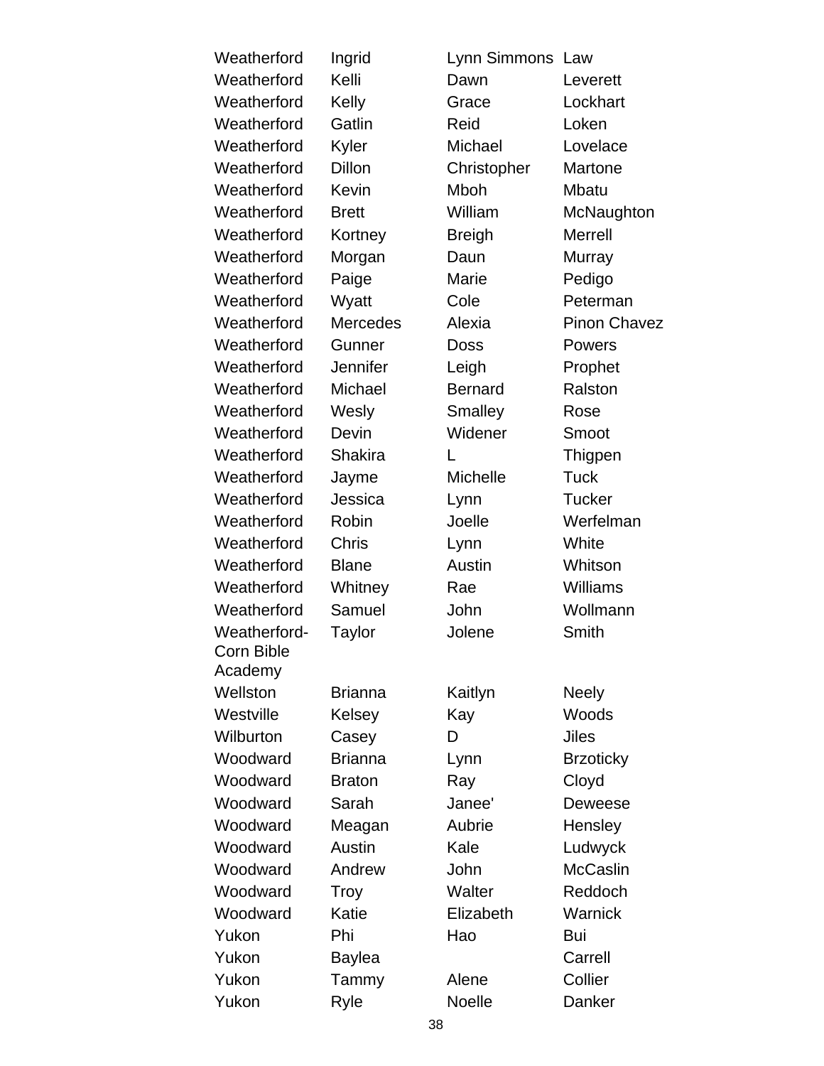| | | | |
|---|---|---|---|
| Weatherford | Ingrid | Lynn Simmons | Law |
| Weatherford | Kelli | Dawn | Leverett |
| Weatherford | Kelly | Grace | Lockhart |
| Weatherford | Gatlin | Reid | Loken |
| Weatherford | Kyler | Michael | Lovelace |
| Weatherford | Dillon | Christopher | Martone |
| Weatherford | Kevin | Mboh | Mbatu |
| Weatherford | Brett | William | McNaughton |
| Weatherford | Kortney | Breigh | Merrell |
| Weatherford | Morgan | Daun | Murray |
| Weatherford | Paige | Marie | Pedigo |
| Weatherford | Wyatt | Cole | Peterman |
| Weatherford | Mercedes | Alexia | Pinon Chavez |
| Weatherford | Gunner | Doss | Powers |
| Weatherford | Jennifer | Leigh | Prophet |
| Weatherford | Michael | Bernard | Ralston |
| Weatherford | Wesly | Smalley | Rose |
| Weatherford | Devin | Widener | Smoot |
| Weatherford | Shakira | L | Thigpen |
| Weatherford | Jayme | Michelle | Tuck |
| Weatherford | Jessica | Lynn | Tucker |
| Weatherford | Robin | Joelle | Werfelman |
| Weatherford | Chris | Lynn | White |
| Weatherford | Blane | Austin | Whitson |
| Weatherford | Whitney | Rae | Williams |
| Weatherford | Samuel | John | Wollmann |
| Weatherford-Corn Bible Academy | Taylor | Jolene | Smith |
| Wellston | Brianna | Kaitlyn | Neely |
| Westville | Kelsey | Kay | Woods |
| Wilburton | Casey | D | Jiles |
| Woodward | Brianna | Lynn | Brzoticky |
| Woodward | Braton | Ray | Cloyd |
| Woodward | Sarah | Janee' | Deweese |
| Woodward | Meagan | Aubrie | Hensley |
| Woodward | Austin | Kale | Ludwyck |
| Woodward | Andrew | John | McCaslin |
| Woodward | Troy | Walter | Reddoch |
| Woodward | Katie | Elizabeth | Warnick |
| Yukon | Phi | Hao | Bui |
| Yukon | Baylea | | Carrell |
| Yukon | Tammy | Alene | Collier |
| Yukon | Ryle | Noelle | Danker |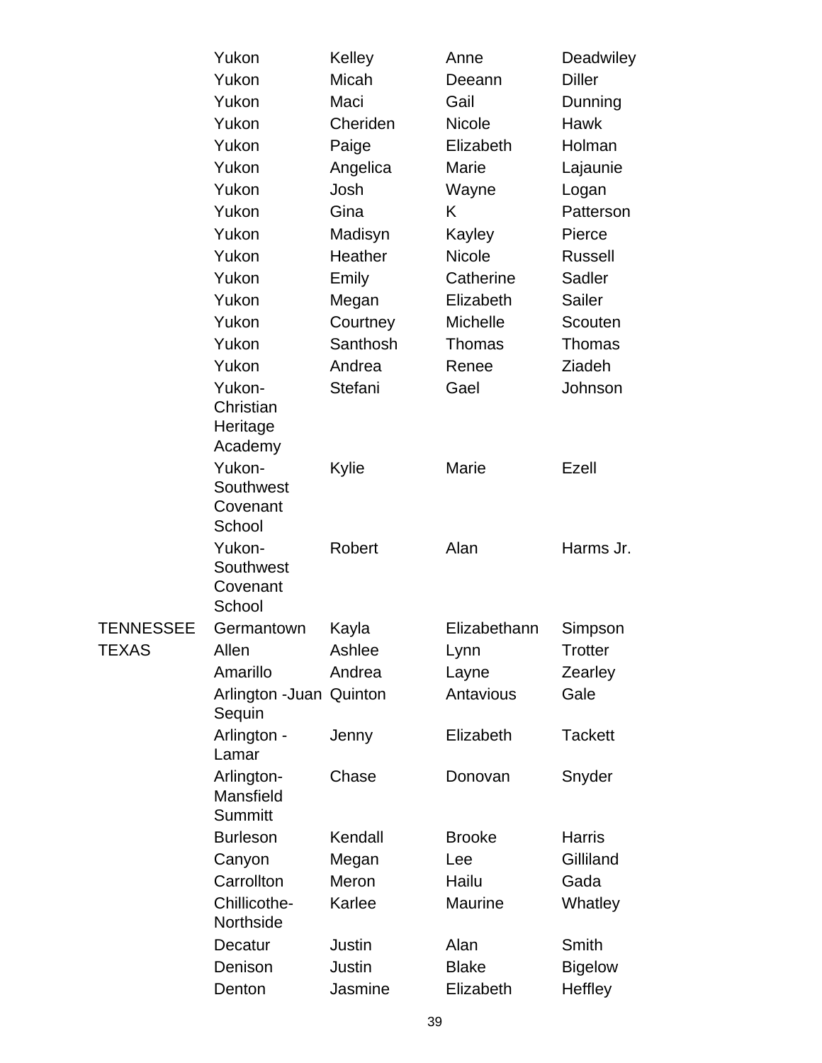| | | | | |
|---|---|---|---|---|
| | Yukon | Kelley | Anne | Deadwiley |
| | Yukon | Micah | Deeann | Diller |
| | Yukon | Maci | Gail | Dunning |
| | Yukon | Cheriden | Nicole | Hawk |
| | Yukon | Paige | Elizabeth | Holman |
| | Yukon | Angelica | Marie | Lajaunie |
| | Yukon | Josh | Wayne | Logan |
| | Yukon | Gina | K | Patterson |
| | Yukon | Madisyn | Kayley | Pierce |
| | Yukon | Heather | Nicole | Russell |
| | Yukon | Emily | Catherine | Sadler |
| | Yukon | Megan | Elizabeth | Sailer |
| | Yukon | Courtney | Michelle | Scouten |
| | Yukon | Santhosh | Thomas | Thomas |
| | Yukon | Andrea | Renee | Ziadeh |
| | Yukon-Christian Heritage Academy | Stefani | Gael | Johnson |
| | Yukon-Southwest Covenant School | Kylie | Marie | Ezell |
| | Yukon-Southwest Covenant School | Robert | Alan | Harms Jr. |
| TENNESSEE | Germantown | Kayla | Elizabethann | Simpson |
| TEXAS | Allen | Ashlee | Lynn | Trotter |
| | Amarillo | Andrea | Layne | Zearley |
| | Arlington -Juan Sequin | Quinton | Antavious | Gale |
| | Arlington - Lamar | Jenny | Elizabeth | Tackett |
| | Arlington-Mansfield Summitt | Chase | Donovan | Snyder |
| | Burleson | Kendall | Brooke | Harris |
| | Canyon | Megan | Lee | Gilliland |
| | Carrollton | Meron | Hailu | Gada |
| | Chillicothe-Northside | Karlee | Maurine | Whatley |
| | Decatur | Justin | Alan | Smith |
| | Denison | Justin | Blake | Bigelow |
| | Denton | Jasmine | Elizabeth | Heffley |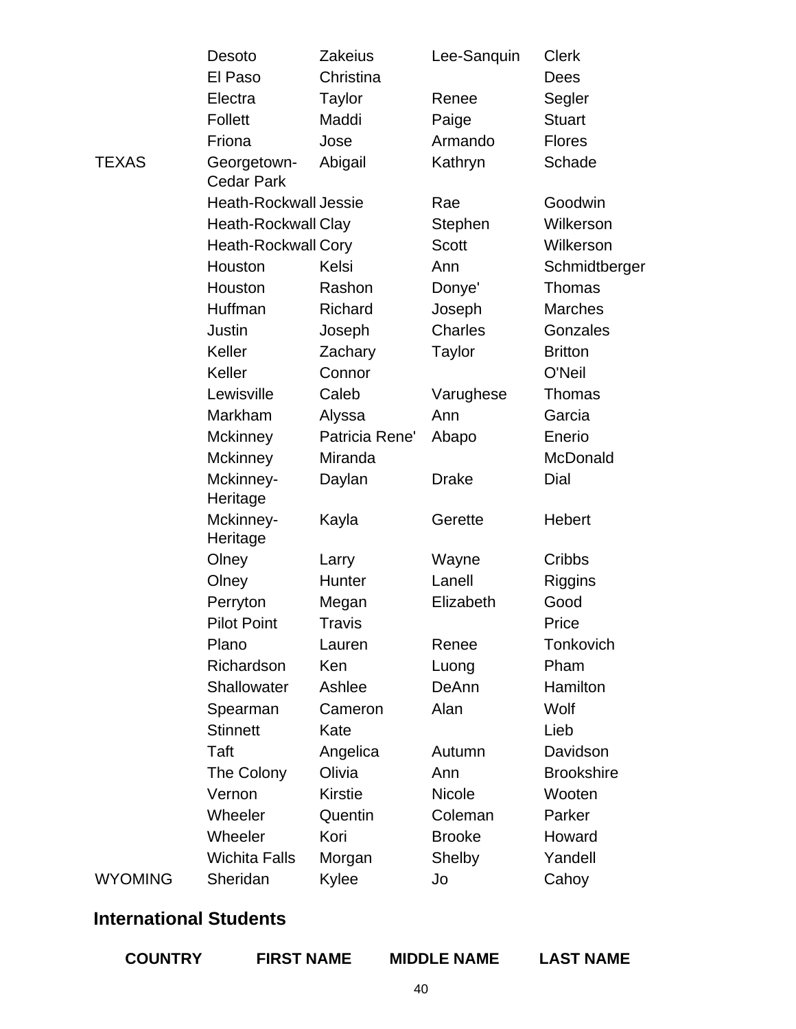| | | | | |
|---|---|---|---|---|
| | Desoto | Zakeius | Lee-Sanquin | Clerk |
| | El Paso | Christina | | Dees |
| | Electra | Taylor | Renee | Segler |
| | Follett | Maddi | Paige | Stuart |
| | Friona | Jose | Armando | Flores |
| TEXAS | Georgetown-Cedar Park | Abigail | Kathryn | Schade |
| | Heath-Rockwall | Jessie | Rae | Goodwin |
| | Heath-Rockwall | Clay | Stephen | Wilkerson |
| | Heath-Rockwall | Cory | Scott | Wilkerson |
| | Houston | Kelsi | Ann | Schmidtberger |
| | Houston | Rashon | Donye' | Thomas |
| | Huffman | Richard | Joseph | Marches |
| | Justin | Joseph | Charles | Gonzales |
| | Keller | Zachary | Taylor | Britton |
| | Keller | Connor | | O'Neil |
| | Lewisville | Caleb | Varughese | Thomas |
| | Markham | Alyssa | Ann | Garcia |
| | Mckinney | Patricia Rene' | Abapo | Enerio |
| | Mckinney | Miranda | | McDonald |
| | Mckinney-Heritage | Daylan | Drake | Dial |
| | Mckinney-Heritage | Kayla | Gerette | Hebert |
| | Olney | Larry | Wayne | Cribbs |
| | Olney | Hunter | Lanell | Riggins |
| | Perryton | Megan | Elizabeth | Good |
| | Pilot Point | Travis | | Price |
| | Plano | Lauren | Renee | Tonkovich |
| | Richardson | Ken | Luong | Pham |
| | Shallowater | Ashlee | DeAnn | Hamilton |
| | Spearman | Cameron | Alan | Wolf |
| | Stinnett | Kate | | Lieb |
| | Taft | Angelica | Autumn | Davidson |
| | The Colony | Olivia | Ann | Brookshire |
| | Vernon | Kirstie | Nicole | Wooten |
| | Wheeler | Quentin | Coleman | Parker |
| | Wheeler | Kori | Brooke | Howard |
| | Wichita Falls | Morgan | Shelby | Yandell |
| WYOMING | Sheridan | Kylee | Jo | Cahoy |

## International Students

| COUNTRY | FIRST NAME | MIDDLE NAME | LAST NAME |
|---|---|---|---|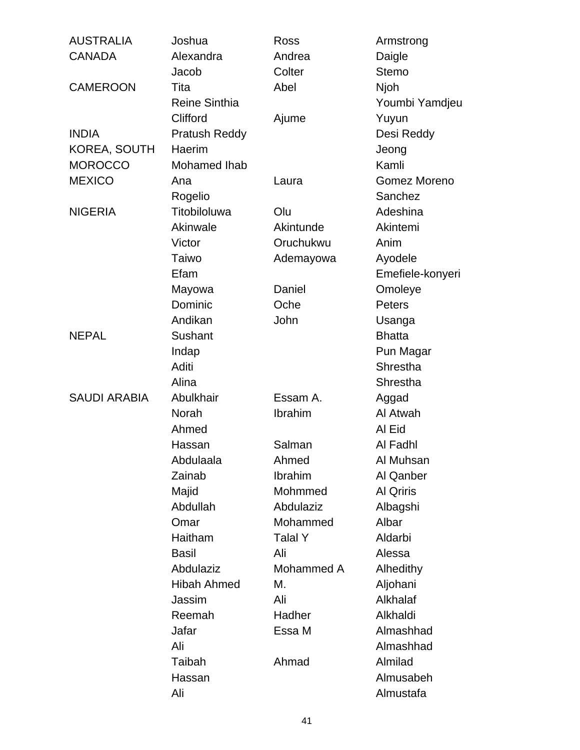| | | | |
|---|---|---|---|
| AUSTRALIA | Joshua | Ross | Armstrong |
| CANADA | Alexandra | Andrea | Daigle |
| | Jacob | Colter | Stemo |
| CAMEROON | Tita | Abel | Njoh |
| | Reine Sinthia | | Youmbi Yamdjeu |
| | Clifford | Ajume | Yuyun |
| INDIA | Pratush Reddy | | Desi Reddy |
| KOREA, SOUTH | Haerim | | Jeong |
| MOROCCO | Mohamed Ihab | | Kamli |
| MEXICO | Ana | Laura | Gomez Moreno |
| | Rogelio | | Sanchez |
| NIGERIA | Titobiloluwa | Olu | Adeshina |
| | Akinwale | Akintunde | Akintemi |
| | Victor | Oruchukwu | Anim |
| | Taiwo | Ademayowa | Ayodele |
| | Efam | | Emefiele-konyeri |
| | Mayowa | Daniel | Omoleye |
| | Dominic | Oche | Peters |
| | Andikan | John | Usanga |
| NEPAL | Sushant | | Bhatta |
| | Indap | | Pun Magar |
| | Aditi | | Shrestha |
| | Alina | | Shrestha |
| SAUDI ARABIA | Abulkhair | Essam A. | Aggad |
| | Norah | Ibrahim | Al Atwah |
| | Ahmed | | Al Eid |
| | Hassan | Salman | Al Fadhl |
| | Abdulaala | Ahmed | Al Muhsan |
| | Zainab | Ibrahim | Al Qanber |
| | Majid | Mohmmed | Al Qriris |
| | Abdullah | Abdulaziz | Albagshi |
| | Omar | Mohammed | Albar |
| | Haitham | Talal Y | Aldarbi |
| | Basil | Ali | Alessa |
| | Abdulaziz | Mohammed A | Alhedithy |
| | Hibah Ahmed | M. | Aljohani |
| | Jassim | Ali | Alkhalaf |
| | Reemah | Hadher | Alkhaldi |
| | Jafar | Essa M | Almashhad |
| | Ali | | Almashhad |
| | Taibah | Ahmad | Almilad |
| | Hassan | | Almusabeh |
| | Ali | | Almustafa |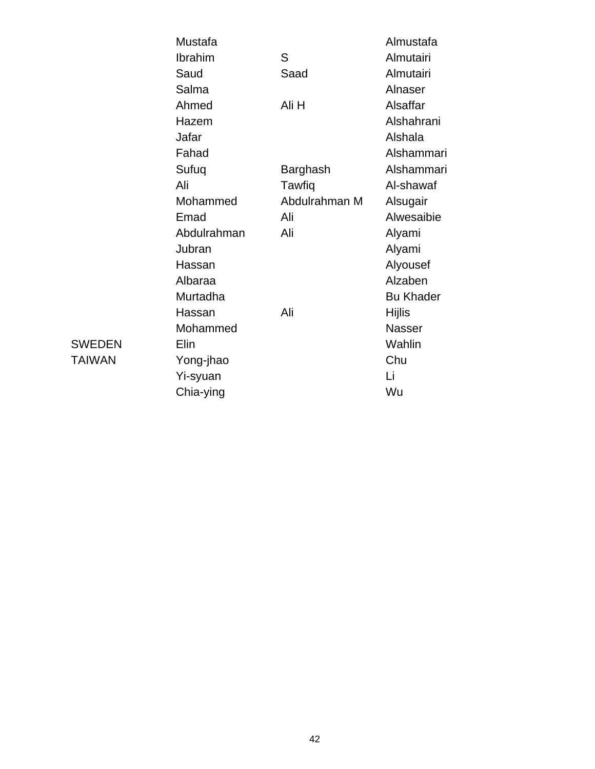| | | | |
|---|---|---|---|
| | Mustafa | | Almustafa |
| | Ibrahim | S | Almutairi |
| | Saud | Saad | Almutairi |
| | Salma | | Alnaser |
| | Ahmed | Ali H | Alsaffar |
| | Hazem | | Alshahrani |
| | Jafar | | Alshala |
| | Fahad | | Alshammari |
| | Sufuq | Barghash | Alshammari |
| | Ali | Tawfiq | Al-shawaf |
| | Mohammed | Abdulrahman M | Alsugair |
| | Emad | Ali | Alwesaibie |
| | Abdulrahman | Ali | Alyami |
| | Jubran | | Alyami |
| | Hassan | | Alyousef |
| | Albaraa | | Alzaben |
| | Murtadha | | Bu Khader |
| | Hassan | Ali | Hijlis |
| | Mohammed | | Nasser |
| SWEDEN | Elin | | Wahlin |
| TAIWAN | Yong-jhao | | Chu |
| | Yi-syuan | | Li |
| | Chia-ying | | Wu |